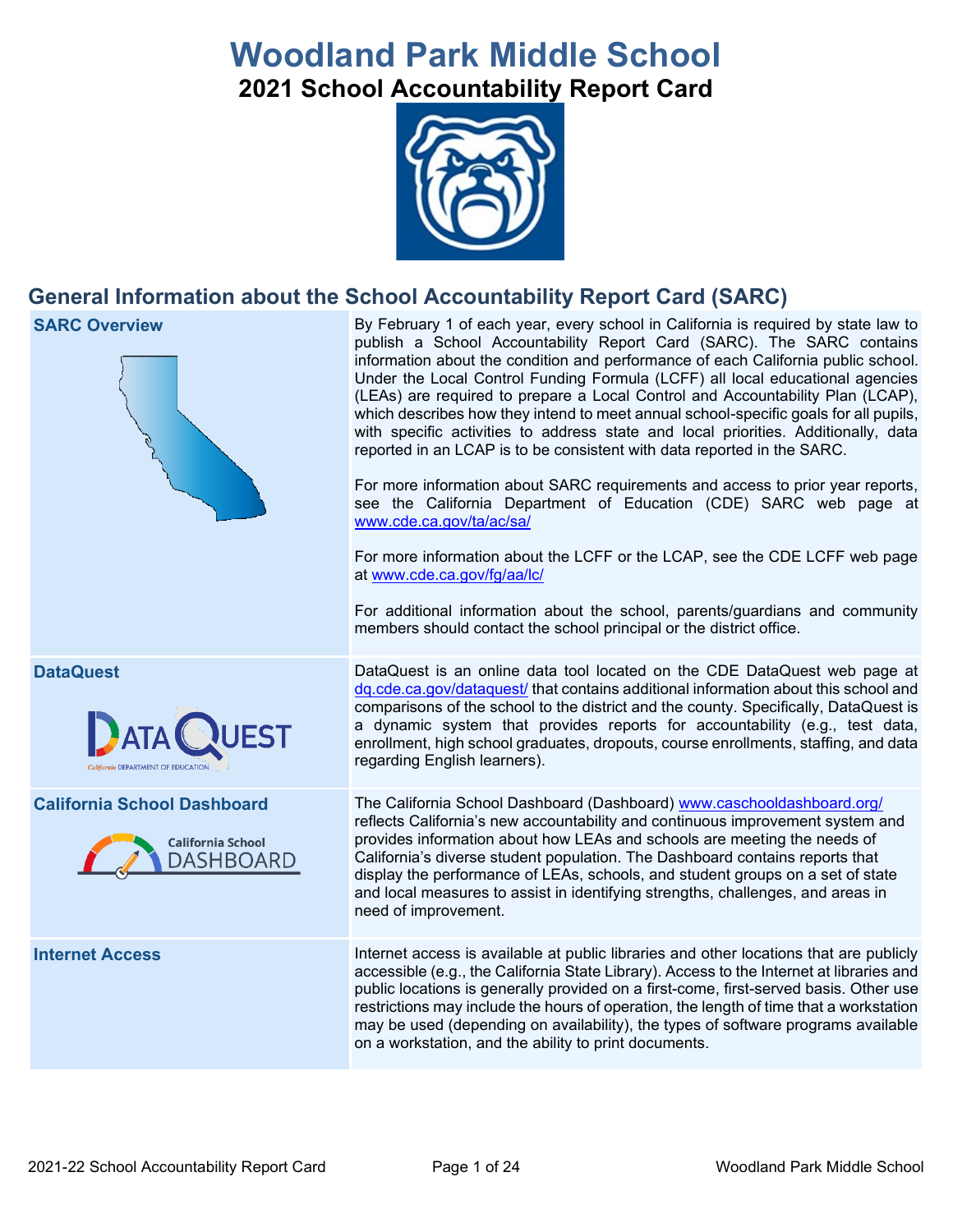# Woodland Park Middle School

## 2021 School Accountability Report Card

## General Information about the School Accountability Report Card (SARC)

| | |
|---|---|
| **SARC Overview** | By February 1 of each year, every school in California is required by state law to publish a School Accountability Report Card (SARC). The SARC contains information about the condition and performance of each California public school. Under the Local Control Funding Formula (LCFF) all local educational agencies (LEAs) are required to prepare a Local Control and Accountability Plan (LCAP), which describes how they intend to meet annual school-specific goals for all pupils, with specific activities to address state and local priorities. Additionally, data reported in an LCAP is to be consistent with data reported in the SARC.<br><br>For more information about SARC requirements and access to prior year reports, see the California Department of Education (CDE) SARC web page at www.cde.ca.gov/ta/ac/sa/<br><br>For more information about the LCFF or the LCAP, see the CDE LCFF web page at www.cde.ca.gov/fg/aa/lc/<br><br>For additional information about the school, parents/guardians and community members should contact the school principal or the district office. |
| **DataQuest** | DataQuest is an online data tool located on the CDE DataQuest web page at dq.cde.ca.gov/dataquest/ that contains additional information about this school and comparisons of the school to the district and the county. Specifically, DataQuest is a dynamic system that provides reports for accountability (e.g., test data, enrollment, high school graduates, dropouts, course enrollments, staffing, and data regarding English learners). |
| **California School Dashboard** | The California School Dashboard (Dashboard) www.caschooldashboard.org/ reflects California's new accountability and continuous improvement system and provides information about how LEAs and schools are meeting the needs of California's diverse student population. The Dashboard contains reports that display the performance of LEAs, schools, and student groups on a set of state and local measures to assist in identifying strengths, challenges, and areas in need of improvement. |
| **Internet Access** | Internet access is available at public libraries and other locations that are publicly accessible (e.g., the California State Library). Access to the Internet at libraries and public locations is generally provided on a first-come, first-served basis. Other use restrictions may include the hours of operation, the length of time that a workstation may be used (depending on availability), the types of software programs available on a workstation, and the ability to print documents. |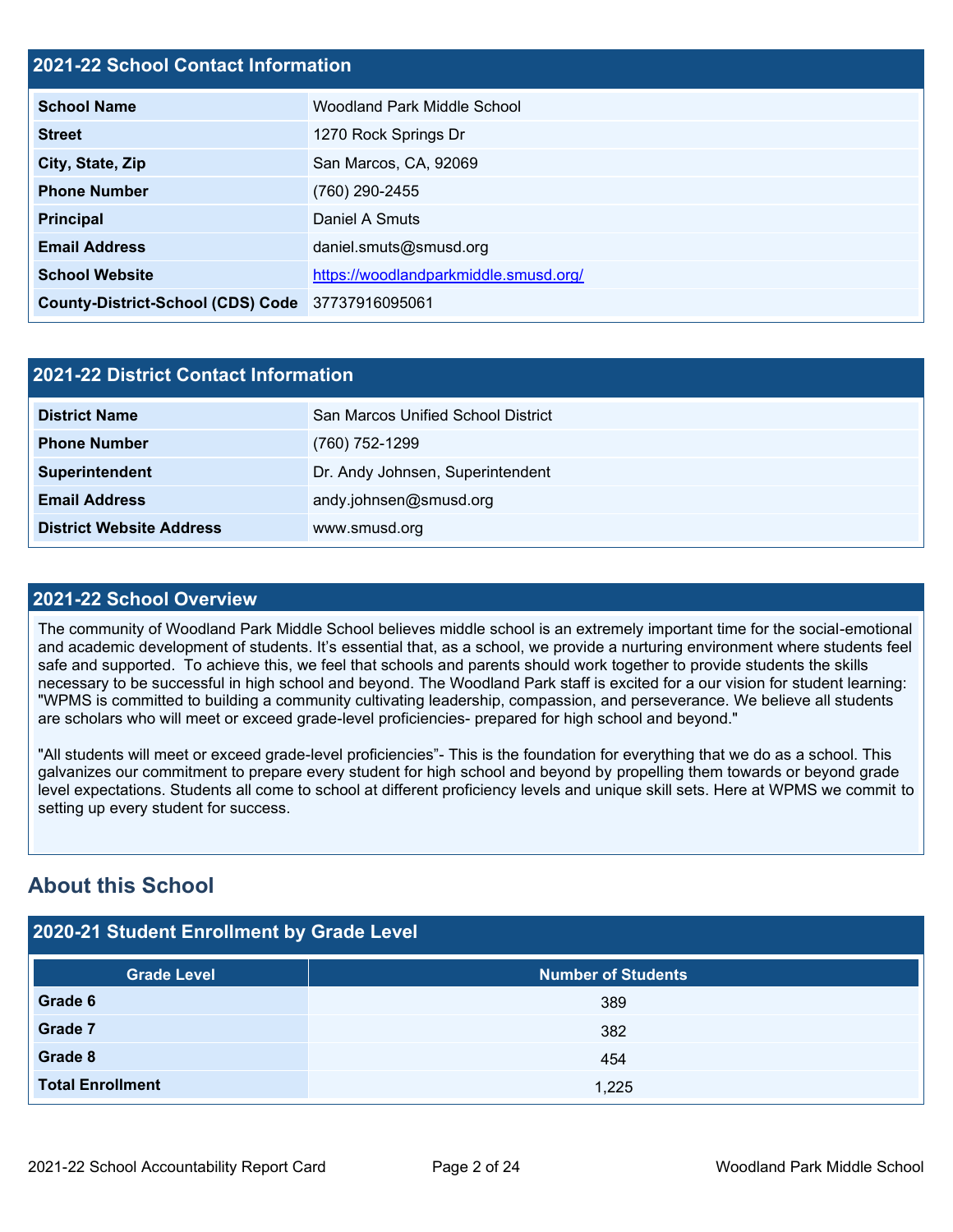## 2021-22 School Contact Information

| | |
|---|---|
| **School Name** | Woodland Park Middle School |
| **Street** | 1270 Rock Springs Dr |
| **City, State, Zip** | San Marcos, CA, 92069 |
| **Phone Number** | (760) 290-2455 |
| **Principal** | Daniel A Smuts |
| **Email Address** | daniel.smuts@smusd.org |
| **School Website** | https://woodlandparkmiddle.smusd.org/ |
| **County-District-School (CDS) Code** | 37737916095061 |

## 2021-22 District Contact Information

| | |
|---|---|
| **District Name** | San Marcos Unified School District |
| **Phone Number** | (760) 752-1299 |
| **Superintendent** | Dr. Andy Johnsen, Superintendent |
| **Email Address** | andy.johnsen@smusd.org |
| **District Website Address** | www.smusd.org |

## 2021-22 School Overview

The community of Woodland Park Middle School believes middle school is an extremely important time for the social-emotional and academic development of students. It's essential that, as a school, we provide a nurturing environment where students feel safe and supported. To achieve this, we feel that schools and parents should work together to provide students the skills necessary to be successful in high school and beyond. The Woodland Park staff is excited for a our vision for student learning: "WPMS is committed to building a community cultivating leadership, compassion, and perseverance. We believe all students are scholars who will meet or exceed grade-level proficiencies- prepared for high school and beyond."

"All students will meet or exceed grade-level proficiencies"- This is the foundation for everything that we do as a school. This galvanizes our commitment to prepare every student for high school and beyond by propelling them towards or beyond grade level expectations. Students all come to school at different proficiency levels and unique skill sets. Here at WPMS we commit to setting up every student for success.

# About this School

## 2020-21 Student Enrollment by Grade Level

| Grade Level | Number of Students |
|---|---|
| **Grade 6** | 389 |
| **Grade 7** | 382 |
| **Grade 8** | 454 |
| **Total Enrollment** | 1,225 |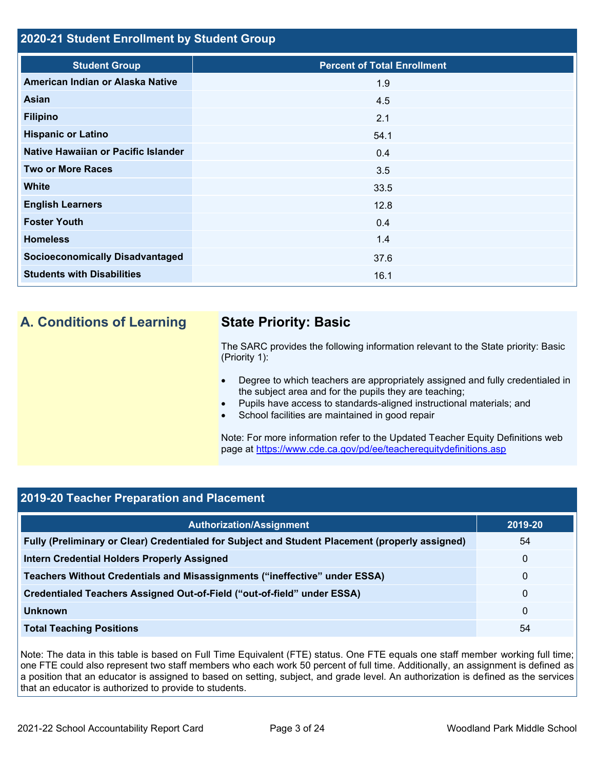## 2020-21 Student Enrollment by Student Group

| Student Group | Percent of Total Enrollment |
|---|---|
| American Indian or Alaska Native | 1.9 |
| Asian | 4.5 |
| Filipino | 2.1 |
| Hispanic or Latino | 54.1 |
| Native Hawaiian or Pacific Islander | 0.4 |
| Two or More Races | 3.5 |
| White | 33.5 |
| English Learners | 12.8 |
| Foster Youth | 0.4 |
| Homeless | 1.4 |
| Socioeconomically Disadvantaged | 37.6 |
| Students with Disabilities | 16.1 |

## A. Conditions of Learning

### State Priority: Basic

The SARC provides the following information relevant to the State priority: Basic (Priority 1):

- Degree to which teachers are appropriately assigned and fully credentialed in the subject area and for the pupils they are teaching;
- Pupils have access to standards-aligned instructional materials; and
- School facilities are maintained in good repair

Note: For more information refer to the Updated Teacher Equity Definitions web page at https://www.cde.ca.gov/pd/ee/teacherequitydefinitions.asp

## 2019-20 Teacher Preparation and Placement

| Authorization/Assignment | 2019-20 |
|---|---|
| Fully (Preliminary or Clear) Credentialed for Subject and Student Placement (properly assigned) | 54 |
| Intern Credential Holders Properly Assigned | 0 |
| Teachers Without Credentials and Misassignments ("ineffective" under ESSA) | 0 |
| Credentialed Teachers Assigned Out-of-Field ("out-of-field" under ESSA) | 0 |
| Unknown | 0 |
| Total Teaching Positions | 54 |

Note: The data in this table is based on Full Time Equivalent (FTE) status. One FTE equals one staff member working full time; one FTE could also represent two staff members who each work 50 percent of full time. Additionally, an assignment is defined as a position that an educator is assigned to based on setting, subject, and grade level. An authorization is defined as the services that an educator is authorized to provide to students.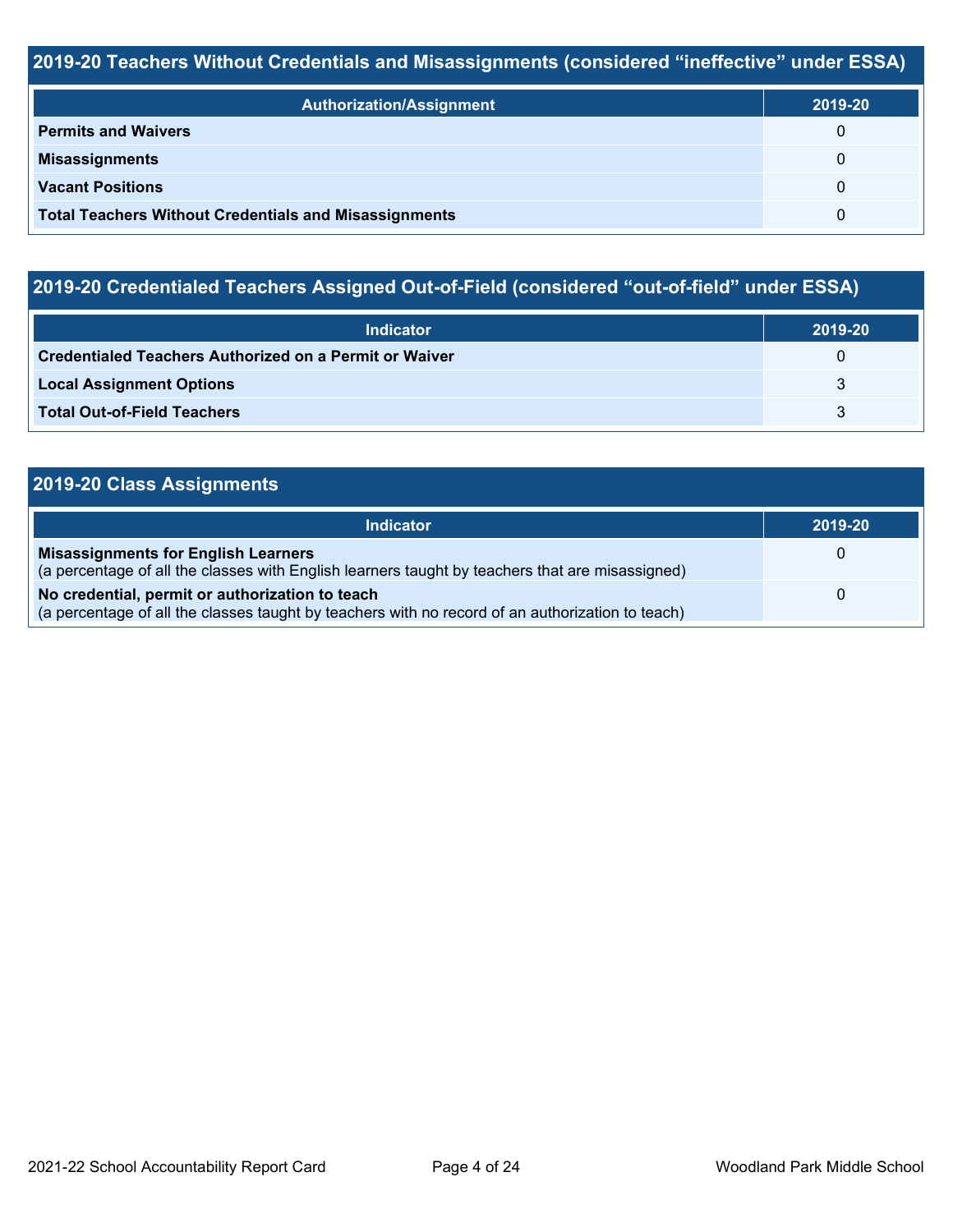## 2019-20 Teachers Without Credentials and Misassignments (considered "ineffective" under ESSA)

| Authorization/Assignment | 2019-20 |
|---|---|
| **Permits and Waivers** | 0 |
| **Misassignments** | 0 |
| **Vacant Positions** | 0 |
| **Total Teachers Without Credentials and Misassignments** | 0 |

## 2019-20 Credentialed Teachers Assigned Out-of-Field (considered "out-of-field" under ESSA)

| Indicator | 2019-20 |
|---|---|
| **Credentialed Teachers Authorized on a Permit or Waiver** | 0 |
| **Local Assignment Options** | 3 |
| **Total Out-of-Field Teachers** | 3 |

## 2019-20 Class Assignments

| Indicator | 2019-20 |
|---|---|
| **Misassignments for English Learners**<br>(a percentage of all the classes with English learners taught by teachers that are misassigned) | 0 |
| **No credential, permit or authorization to teach**<br>(a percentage of all the classes taught by teachers with no record of an authorization to teach) | 0 |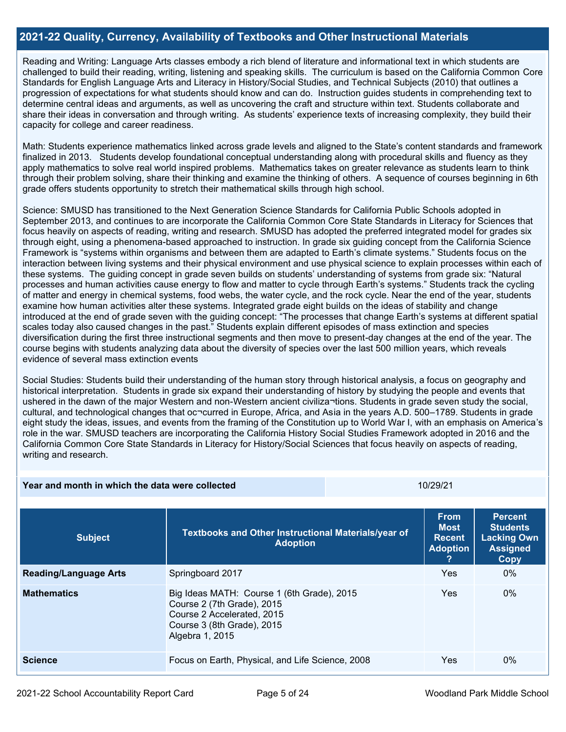## 2021-22 Quality, Currency, Availability of Textbooks and Other Instructional Materials

Reading and Writing: Language Arts classes embody a rich blend of literature and informational text in which students are challenged to build their reading, writing, listening and speaking skills. The curriculum is based on the California Common Core Standards for English Language Arts and Literacy in History/Social Studies, and Technical Subjects (2010) that outlines a progression of expectations for what students should know and can do. Instruction guides students in comprehending text to determine central ideas and arguments, as well as uncovering the craft and structure within text. Students collaborate and share their ideas in conversation and through writing. As students' experience texts of increasing complexity, they build their capacity for college and career readiness.

Math: Students experience mathematics linked across grade levels and aligned to the State's content standards and framework finalized in 2013. Students develop foundational conceptual understanding along with procedural skills and fluency as they apply mathematics to solve real world inspired problems. Mathematics takes on greater relevance as students learn to think through their problem solving, share their thinking and examine the thinking of others. A sequence of courses beginning in 6th grade offers students opportunity to stretch their mathematical skills through high school.

Science: SMUSD has transitioned to the Next Generation Science Standards for California Public Schools adopted in September 2013, and continues to are incorporate the California Common Core State Standards in Literacy for Sciences that focus heavily on aspects of reading, writing and research. SMUSD has adopted the preferred integrated model for grades six through eight, using a phenomena-based approached to instruction. In grade six guiding concept from the California Science Framework is "systems within organisms and between them are adapted to Earth's climate systems." Students focus on the interaction between living systems and their physical environment and use physical science to explain processes within each of these systems. The guiding concept in grade seven builds on students' understanding of systems from grade six: "Natural processes and human activities cause energy to flow and matter to cycle through Earth's systems." Students track the cycling of matter and energy in chemical systems, food webs, the water cycle, and the rock cycle. Near the end of the year, students examine how human activities alter these systems. Integrated grade eight builds on the ideas of stability and change introduced at the end of grade seven with the guiding concept: "The processes that change Earth's systems at different spatial scales today also caused changes in the past." Students explain different episodes of mass extinction and species diversification during the first three instructional segments and then move to present-day changes at the end of the year. The course begins with students analyzing data about the diversity of species over the last 500 million years, which reveals evidence of several mass extinction events

Social Studies: Students build their understanding of the human story through historical analysis, a focus on geography and historical interpretation. Students in grade six expand their understanding of history by studying the people and events that ushered in the dawn of the major Western and non-Western ancient civiliza¬tions. Students in grade seven study the social, cultural, and technological changes that oc¬curred in Europe, Africa, and Asia in the years A.D. 500–1789. Students in grade eight study the ideas, issues, and events from the framing of the Constitution up to World War I, with an emphasis on America's role in the war. SMUSD teachers are incorporating the California History Social Studies Framework adopted in 2016 and the California Common Core State Standards in Literacy for History/Social Sciences that focus heavily on aspects of reading, writing and research.

| Year and month in which the data were collected | 10/29/21 |
|---|---|

| Subject | Textbooks and Other Instructional Materials/year of Adoption | From Most Recent Adoption ? | Percent Students Lacking Own Assigned Copy |
|---|---|---|---|
| Reading/Language Arts | Springboard 2017 | Yes | 0% |
| Mathematics | Big Ideas MATH: Course 1 (6th Grade), 2015<br>Course 2 (7th Grade), 2015<br>Course 2 Accelerated, 2015<br>Course 3 (8th Grade), 2015<br>Algebra 1, 2015 | Yes | 0% |
| Science | Focus on Earth, Physical, and Life Science, 2008 | Yes | 0% |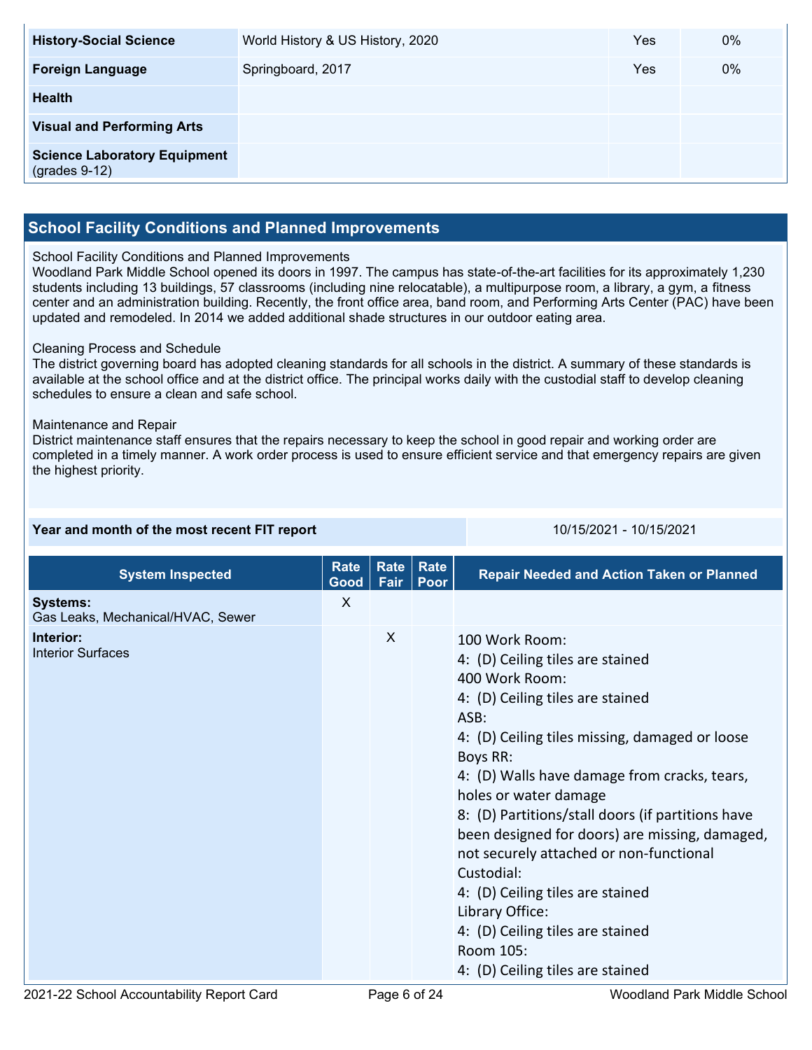| History-Social Science | World History & US History, 2020 | Yes | 0% |
| --- | --- | --- | --- |
| Foreign Language | Springboard, 2017 | Yes | 0% |
| Health | | | |
| Visual and Performing Arts | | | |
| Science Laboratory Equipment (grades 9-12) | | | |

## School Facility Conditions and Planned Improvements

School Facility Conditions and Planned Improvements
Woodland Park Middle School opened its doors in 1997. The campus has state-of-the-art facilities for its approximately 1,230 students including 13 buildings, 57 classrooms (including nine relocatable), a multipurpose room, a library, a gym, a fitness center and an administration building. Recently, the front office area, band room, and Performing Arts Center (PAC) have been updated and remodeled. In 2014 we added additional shade structures in our outdoor eating area.

Cleaning Process and Schedule
The district governing board has adopted cleaning standards for all schools in the district. A summary of these standards is available at the school office and at the district office. The principal works daily with the custodial staff to develop cleaning schedules to ensure a clean and safe school.

Maintenance and Repair
District maintenance staff ensures that the repairs necessary to keep the school in good repair and working order are completed in a timely manner. A work order process is used to ensure efficient service and that emergency repairs are given the highest priority.

| Year and month of the most recent FIT report | 10/15/2021 - 10/15/2021 |
| --- | --- |

| System Inspected | Rate Good | Rate Fair | Rate Poor | Repair Needed and Action Taken or Planned |
| --- | --- | --- | --- | --- |
| **Systems:** Gas Leaks, Mechanical/HVAC, Sewer | X | | | |
| **Interior:** Interior Surfaces | | X | | 100 Work Room:<br>4: (D) Ceiling tiles are stained<br>400 Work Room:<br>4: (D) Ceiling tiles are stained<br>ASB:<br>4: (D) Ceiling tiles missing, damaged or loose<br>Boys RR:<br>4: (D) Walls have damage from cracks, tears, holes or water damage<br>8: (D) Partitions/stall doors (if partitions have been designed for doors) are missing, damaged, not securely attached or non-functional<br>Custodial:<br>4: (D) Ceiling tiles are stained<br>Library Office:<br>4: (D) Ceiling tiles are stained<br>Room 105:<br>4: (D) Ceiling tiles are stained |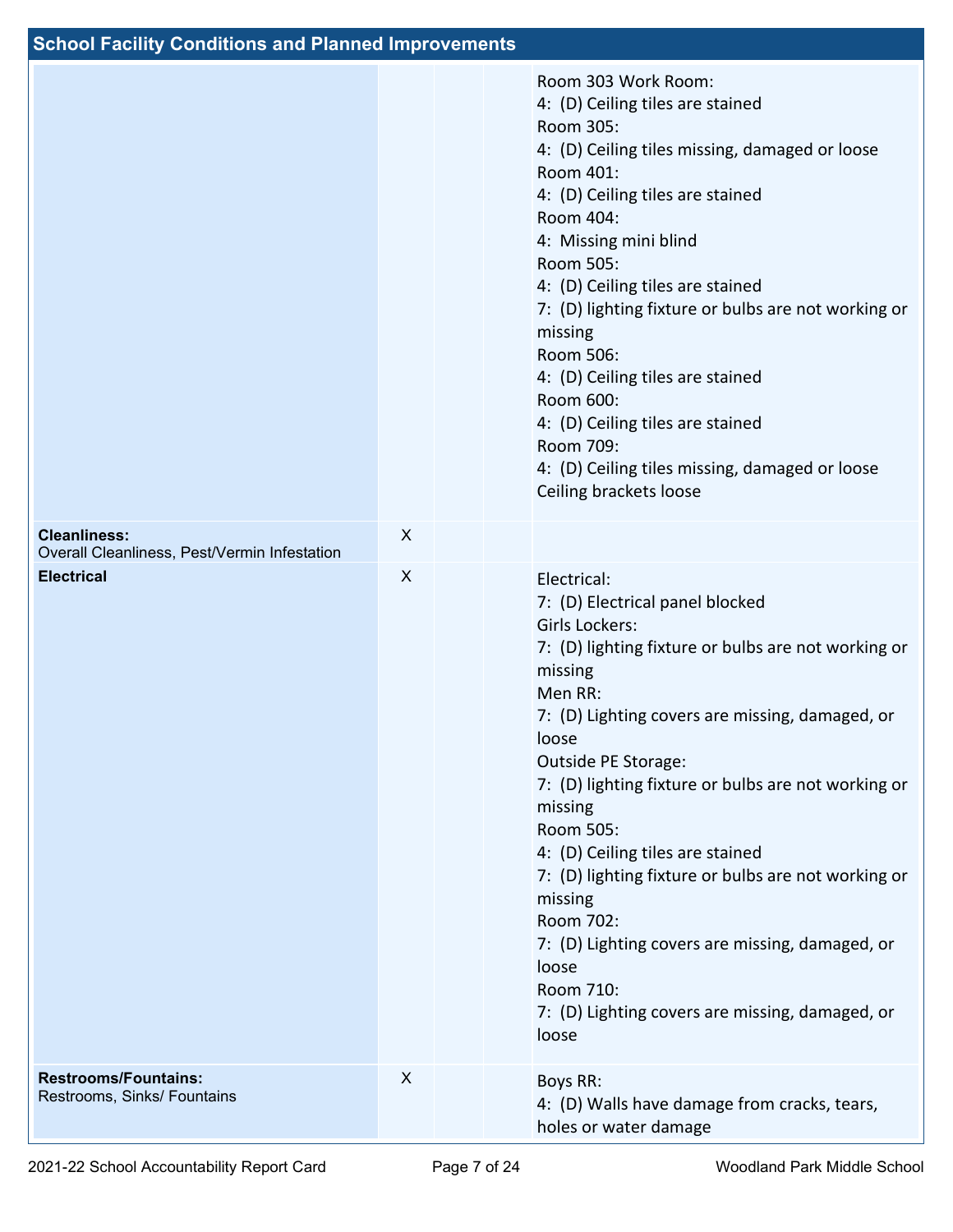## School Facility Conditions and Planned Improvements

| | | | | |
|---|---|---|---|---|
| | | | | Room 303 Work Room:<br>4: (D) Ceiling tiles are stained<br>Room 305:<br>4: (D) Ceiling tiles missing, damaged or loose<br>Room 401:<br>4: (D) Ceiling tiles are stained<br>Room 404:<br>4: Missing mini blind<br>Room 505:<br>4: (D) Ceiling tiles are stained<br>7: (D) lighting fixture or bulbs are not working or missing<br>Room 506:<br>4: (D) Ceiling tiles are stained<br>Room 600:<br>4: (D) Ceiling tiles are stained<br>Room 709:<br>4: (D) Ceiling tiles missing, damaged or loose<br>Ceiling brackets loose |
| **Cleanliness:**<br>Overall Cleanliness, Pest/Vermin Infestation | X | | | |
| **Electrical** | X | | | Electrical:<br>7: (D) Electrical panel blocked<br>Girls Lockers:<br>7: (D) lighting fixture or bulbs are not working or missing<br>Men RR:<br>7: (D) Lighting covers are missing, damaged, or loose<br>Outside PE Storage:<br>7: (D) lighting fixture or bulbs are not working or missing<br>Room 505:<br>4: (D) Ceiling tiles are stained<br>7: (D) lighting fixture or bulbs are not working or missing<br>Room 702:<br>7: (D) Lighting covers are missing, damaged, or loose<br>Room 710:<br>7: (D) Lighting covers are missing, damaged, or loose |
| **Restrooms/Fountains:**<br>Restrooms, Sinks/ Fountains | X | | | Boys RR:<br>4: (D) Walls have damage from cracks, tears, holes or water damage |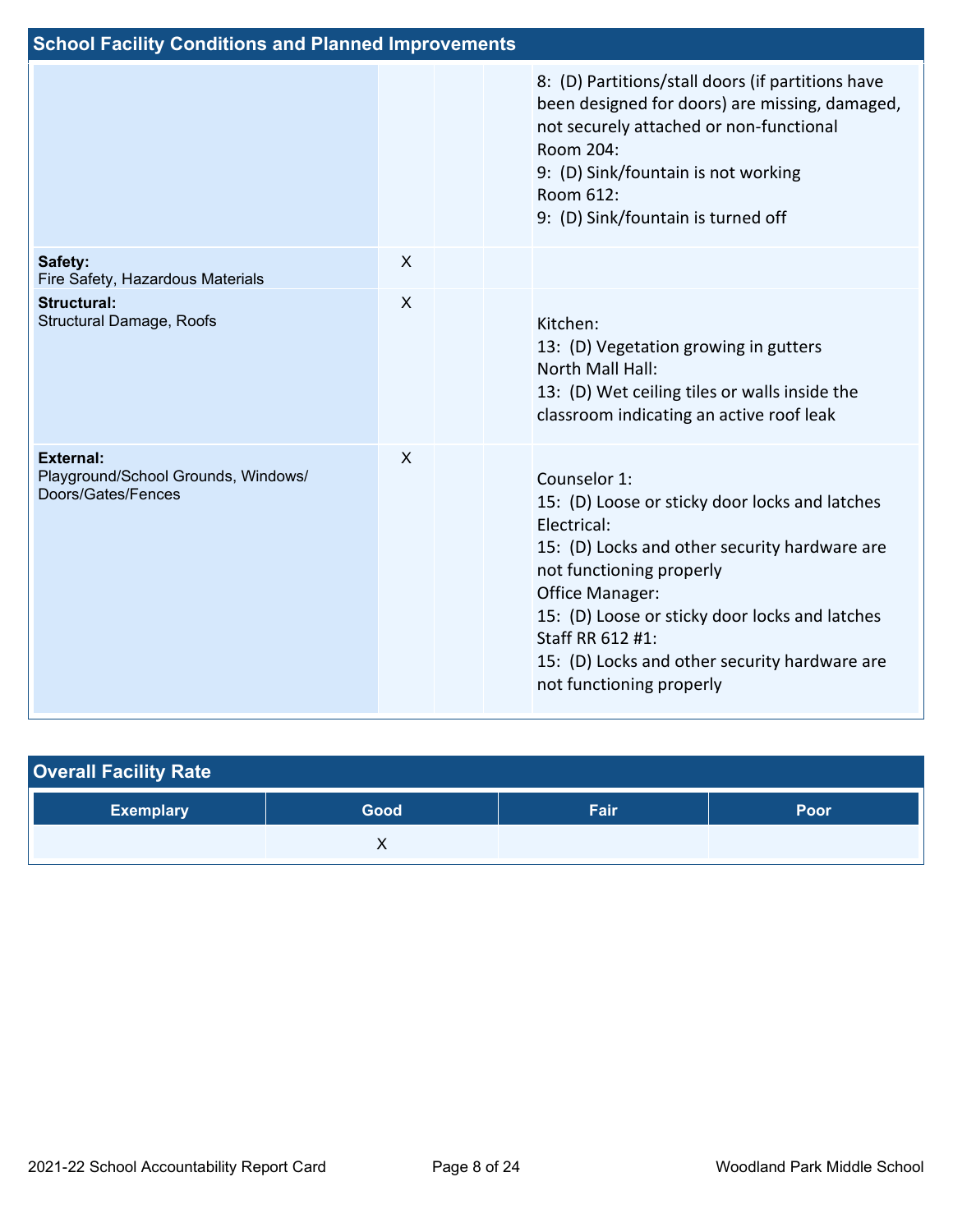## School Facility Conditions and Planned Improvements

| | | | | |
|---|---|---|---|---|
| | | | | 8: (D) Partitions/stall doors (if partitions have been designed for doors) are missing, damaged, not securely attached or non-functional<br>Room 204:<br>9: (D) Sink/fountain is not working<br>Room 612:<br>9: (D) Sink/fountain is turned off |
| **Safety:**<br>Fire Safety, Hazardous Materials | X | | | |
| **Structural:**<br>Structural Damage, Roofs | X | | | Kitchen:<br>13: (D) Vegetation growing in gutters<br>North Mall Hall:<br>13: (D) Wet ceiling tiles or walls inside the classroom indicating an active roof leak |
| **External:**<br>Playground/School Grounds, Windows/ Doors/Gates/Fences | X | | | Counselor 1:<br>15: (D) Loose or sticky door locks and latches<br>Electrical:<br>15: (D) Locks and other security hardware are not functioning properly<br>Office Manager:<br>15: (D) Loose or sticky door locks and latches<br>Staff RR 612 #1:<br>15: (D) Locks and other security hardware are not functioning properly |

## Overall Facility Rate

| Exemplary | Good | Fair | Poor |
|---|---|---|---|
| | X | | |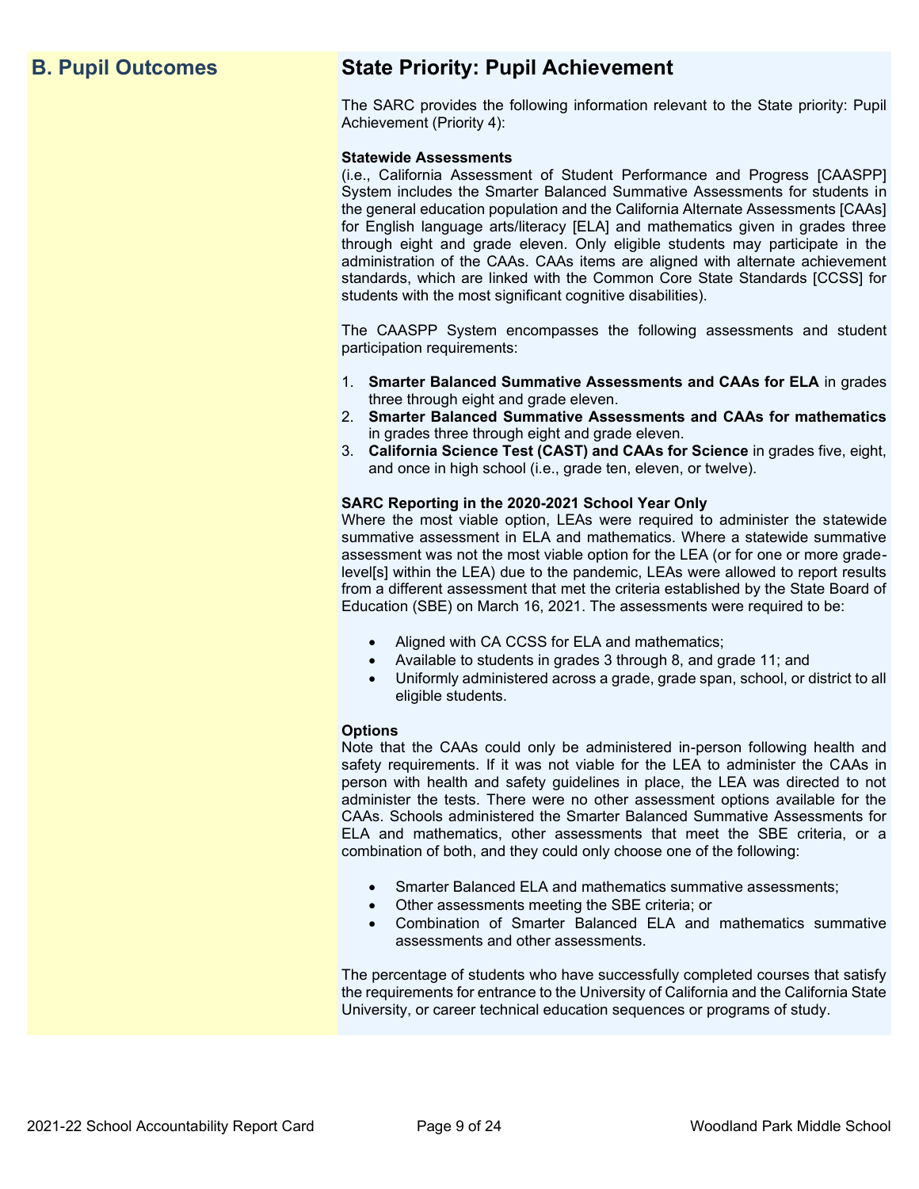## B. Pupil Outcomes

## State Priority: Pupil Achievement

The SARC provides the following information relevant to the State priority: Pupil Achievement (Priority 4):

**Statewide Assessments**
(i.e., California Assessment of Student Performance and Progress [CAASPP] System includes the Smarter Balanced Summative Assessments for students in the general education population and the California Alternate Assessments [CAAs] for English language arts/literacy [ELA] and mathematics given in grades three through eight and grade eleven. Only eligible students may participate in the administration of the CAAs. CAAs items are aligned with alternate achievement standards, which are linked with the Common Core State Standards [CCSS] for students with the most significant cognitive disabilities).

The CAASPP System encompasses the following assessments and student participation requirements:

1. **Smarter Balanced Summative Assessments and CAAs for ELA** in grades three through eight and grade eleven.
2. **Smarter Balanced Summative Assessments and CAAs for mathematics** in grades three through eight and grade eleven.
3. **California Science Test (CAST) and CAAs for Science** in grades five, eight, and once in high school (i.e., grade ten, eleven, or twelve).

**SARC Reporting in the 2020-2021 School Year Only**
Where the most viable option, LEAs were required to administer the statewide summative assessment in ELA and mathematics. Where a statewide summative assessment was not the most viable option for the LEA (or for one or more grade-level[s] within the LEA) due to the pandemic, LEAs were allowed to report results from a different assessment that met the criteria established by the State Board of Education (SBE) on March 16, 2021. The assessments were required to be:

- Aligned with CA CCSS for ELA and mathematics;
- Available to students in grades 3 through 8, and grade 11; and
- Uniformly administered across a grade, grade span, school, or district to all eligible students.

**Options**
Note that the CAAs could only be administered in-person following health and safety requirements. If it was not viable for the LEA to administer the CAAs in person with health and safety guidelines in place, the LEA was directed to not administer the tests. There were no other assessment options available for the CAAs. Schools administered the Smarter Balanced Summative Assessments for ELA and mathematics, other assessments that meet the SBE criteria, or a combination of both, and they could only choose one of the following:

- Smarter Balanced ELA and mathematics summative assessments;
- Other assessments meeting the SBE criteria; or
- Combination of Smarter Balanced ELA and mathematics summative assessments and other assessments.

The percentage of students who have successfully completed courses that satisfy the requirements for entrance to the University of California and the California State University, or career technical education sequences or programs of study.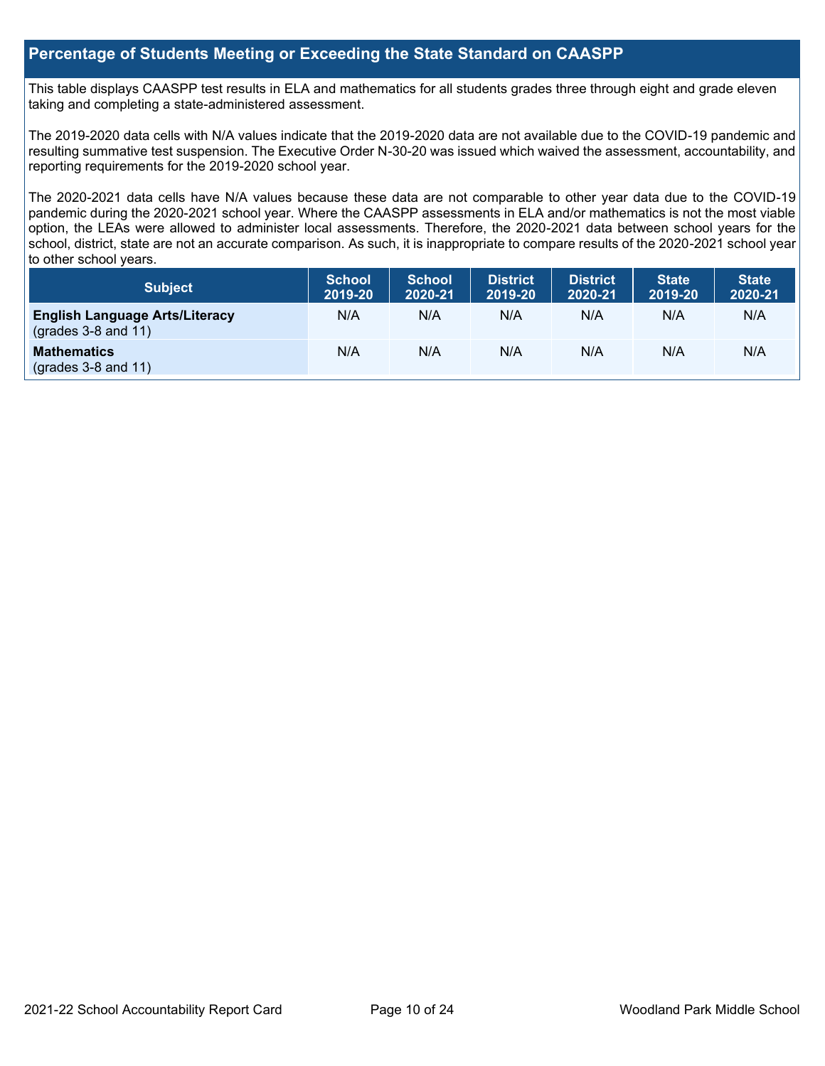## Percentage of Students Meeting or Exceeding the State Standard on CAASPP

This table displays CAASPP test results in ELA and mathematics for all students grades three through eight and grade eleven taking and completing a state-administered assessment.

The 2019-2020 data cells with N/A values indicate that the 2019-2020 data are not available due to the COVID-19 pandemic and resulting summative test suspension. The Executive Order N-30-20 was issued which waived the assessment, accountability, and reporting requirements for the 2019-2020 school year.

The 2020-2021 data cells have N/A values because these data are not comparable to other year data due to the COVID-19 pandemic during the 2020-2021 school year. Where the CAASPP assessments in ELA and/or mathematics is not the most viable option, the LEAs were allowed to administer local assessments. Therefore, the 2020-2021 data between school years for the school, district, state are not an accurate comparison. As such, it is inappropriate to compare results of the 2020-2021 school year to other school years.

| Subject | School 2019-20 | School 2020-21 | District 2019-20 | District 2020-21 | State 2019-20 | State 2020-21 |
|---|---|---|---|---|---|---|
| **English Language Arts/Literacy** (grades 3-8 and 11) | N/A | N/A | N/A | N/A | N/A | N/A |
| **Mathematics** (grades 3-8 and 11) | N/A | N/A | N/A | N/A | N/A | N/A |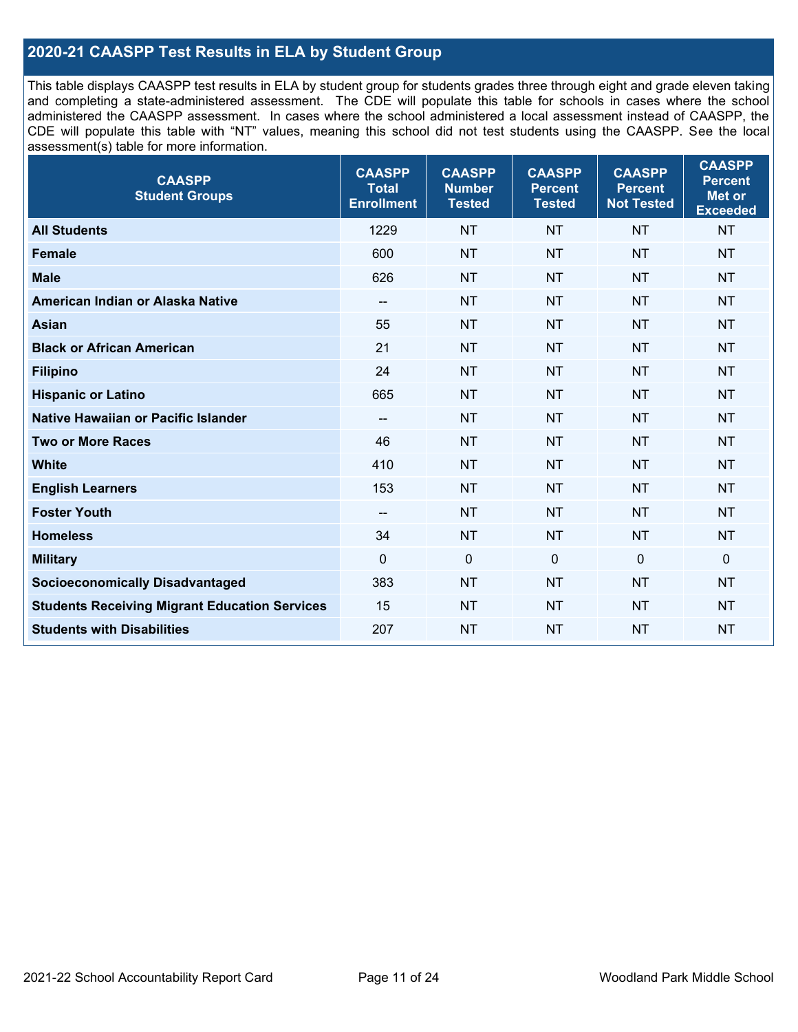## 2020-21 CAASPP Test Results in ELA by Student Group

This table displays CAASPP test results in ELA by student group for students grades three through eight and grade eleven taking and completing a state-administered assessment. The CDE will populate this table for schools in cases where the school administered the CAASPP assessment. In cases where the school administered a local assessment instead of CAASPP, the CDE will populate this table with "NT" values, meaning this school did not test students using the CAASPP. See the local assessment(s) table for more information.

| CAASPP Student Groups | CAASPP Total Enrollment | CAASPP Number Tested | CAASPP Percent Tested | CAASPP Percent Not Tested | CAASPP Percent Met or Exceeded |
|---|---|---|---|---|---|
| **All Students** | 1229 | NT | NT | NT | NT |
| **Female** | 600 | NT | NT | NT | NT |
| **Male** | 626 | NT | NT | NT | NT |
| **American Indian or Alaska Native** | -- | NT | NT | NT | NT |
| **Asian** | 55 | NT | NT | NT | NT |
| **Black or African American** | 21 | NT | NT | NT | NT |
| **Filipino** | 24 | NT | NT | NT | NT |
| **Hispanic or Latino** | 665 | NT | NT | NT | NT |
| **Native Hawaiian or Pacific Islander** | -- | NT | NT | NT | NT |
| **Two or More Races** | 46 | NT | NT | NT | NT |
| **White** | 410 | NT | NT | NT | NT |
| **English Learners** | 153 | NT | NT | NT | NT |
| **Foster Youth** | -- | NT | NT | NT | NT |
| **Homeless** | 34 | NT | NT | NT | NT |
| **Military** | 0 | 0 | 0 | 0 | 0 |
| **Socioeconomically Disadvantaged** | 383 | NT | NT | NT | NT |
| **Students Receiving Migrant Education Services** | 15 | NT | NT | NT | NT |
| **Students with Disabilities** | 207 | NT | NT | NT | NT |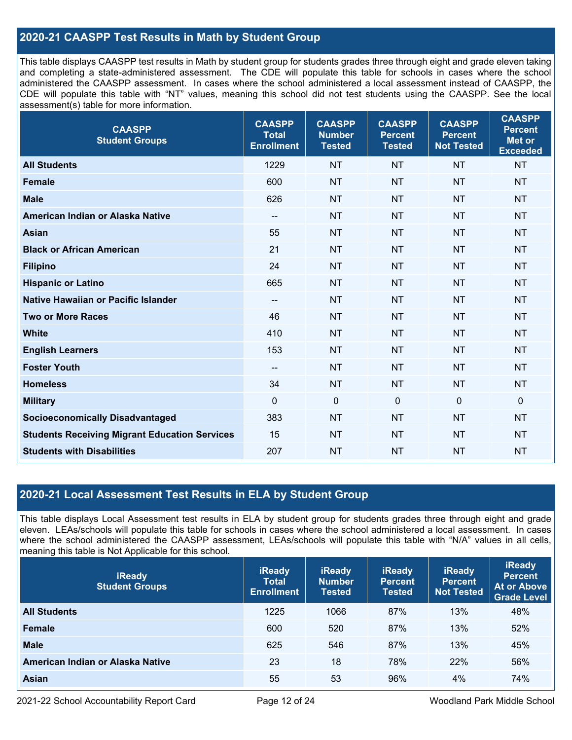## 2020-21 CAASPP Test Results in Math by Student Group

This table displays CAASPP test results in Math by student group for students grades three through eight and grade eleven taking and completing a state-administered assessment. The CDE will populate this table for schools in cases where the school administered the CAASPP assessment. In cases where the school administered a local assessment instead of CAASPP, the CDE will populate this table with "NT" values, meaning this school did not test students using the CAASPP. See the local assessment(s) table for more information.

| CAASPP Student Groups | CAASPP Total Enrollment | CAASPP Number Tested | CAASPP Percent Tested | CAASPP Percent Not Tested | CAASPP Percent Met or Exceeded |
|---|---|---|---|---|---|
| **All Students** | 1229 | NT | NT | NT | NT |
| **Female** | 600 | NT | NT | NT | NT |
| **Male** | 626 | NT | NT | NT | NT |
| **American Indian or Alaska Native** | -- | NT | NT | NT | NT |
| **Asian** | 55 | NT | NT | NT | NT |
| **Black or African American** | 21 | NT | NT | NT | NT |
| **Filipino** | 24 | NT | NT | NT | NT |
| **Hispanic or Latino** | 665 | NT | NT | NT | NT |
| **Native Hawaiian or Pacific Islander** | -- | NT | NT | NT | NT |
| **Two or More Races** | 46 | NT | NT | NT | NT |
| **White** | 410 | NT | NT | NT | NT |
| **English Learners** | 153 | NT | NT | NT | NT |
| **Foster Youth** | -- | NT | NT | NT | NT |
| **Homeless** | 34 | NT | NT | NT | NT |
| **Military** | 0 | 0 | 0 | 0 | 0 |
| **Socioeconomically Disadvantaged** | 383 | NT | NT | NT | NT |
| **Students Receiving Migrant Education Services** | 15 | NT | NT | NT | NT |
| **Students with Disabilities** | 207 | NT | NT | NT | NT |

## 2020-21 Local Assessment Test Results in ELA by Student Group

This table displays Local Assessment test results in ELA by student group for students grades three through eight and grade eleven. LEAs/schools will populate this table for schools in cases where the school administered a local assessment. In cases where the school administered the CAASPP assessment, LEAs/schools will populate this table with "N/A" values in all cells, meaning this table is Not Applicable for this school.

| iReady Student Groups | iReady Total Enrollment | iReady Number Tested | iReady Percent Tested | iReady Percent Not Tested | iReady Percent At or Above Grade Level |
|---|---|---|---|---|---|
| **All Students** | 1225 | 1066 | 87% | 13% | 48% |
| **Female** | 600 | 520 | 87% | 13% | 52% |
| **Male** | 625 | 546 | 87% | 13% | 45% |
| **American Indian or Alaska Native** | 23 | 18 | 78% | 22% | 56% |
| **Asian** | 55 | 53 | 96% | 4% | 74% |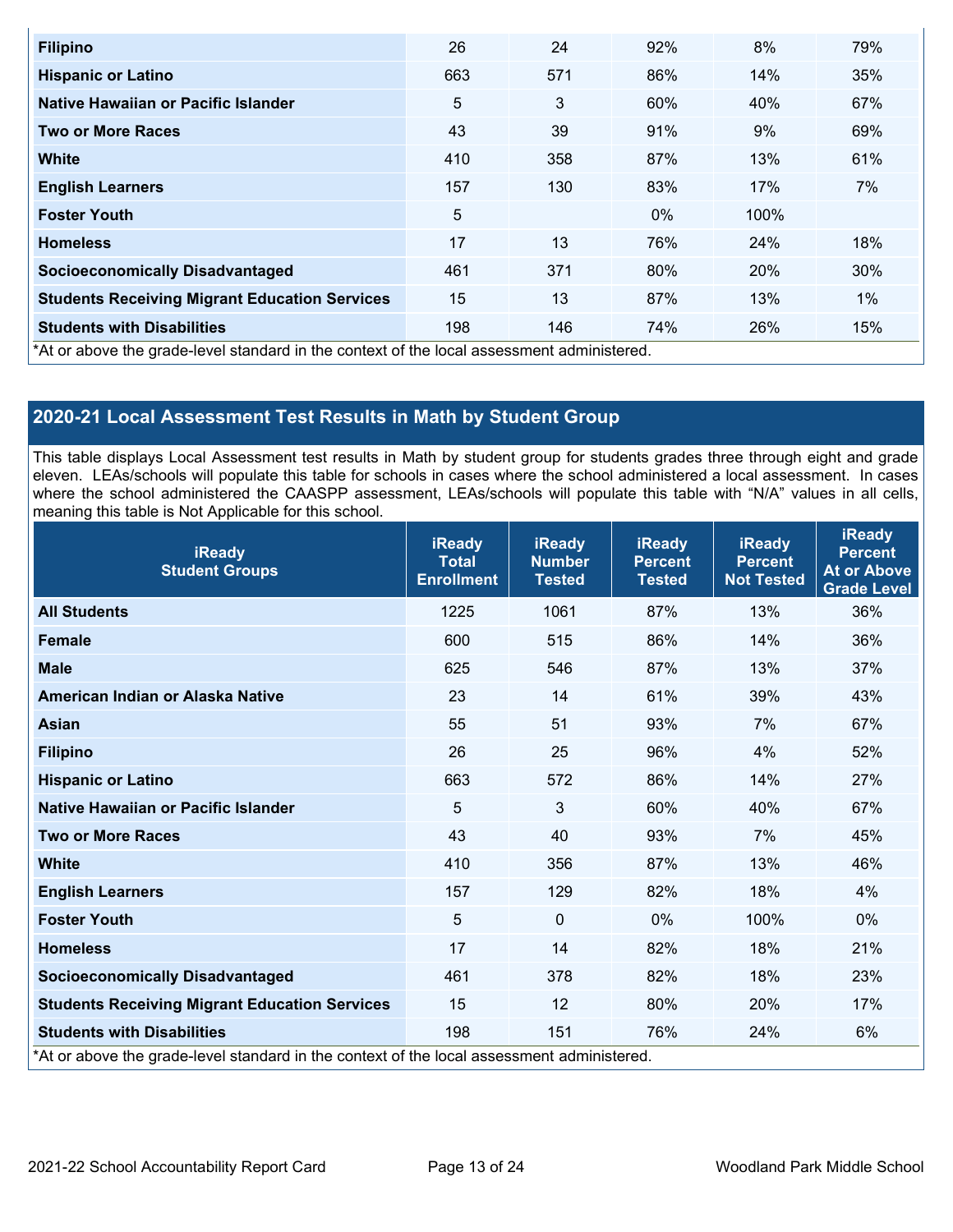| | | | | | |
|---|---|---|---|---|---|
| **Filipino** | 26 | 24 | 92% | 8% | 79% |
| **Hispanic or Latino** | 663 | 571 | 86% | 14% | 35% |
| **Native Hawaiian or Pacific Islander** | 5 | 3 | 60% | 40% | 67% |
| **Two or More Races** | 43 | 39 | 91% | 9% | 69% |
| **White** | 410 | 358 | 87% | 13% | 61% |
| **English Learners** | 157 | 130 | 83% | 17% | 7% |
| **Foster Youth** | 5 | | 0% | 100% | |
| **Homeless** | 17 | 13 | 76% | 24% | 18% |
| **Socioeconomically Disadvantaged** | 461 | 371 | 80% | 20% | 30% |
| **Students Receiving Migrant Education Services** | 15 | 13 | 87% | 13% | 1% |
| **Students with Disabilities** | 198 | 146 | 74% | 26% | 15% |

*At or above the grade-level standard in the context of the local assessment administered.

## 2020-21 Local Assessment Test Results in Math by Student Group

This table displays Local Assessment test results in Math by student group for students grades three through eight and grade eleven. LEAs/schools will populate this table for schools in cases where the school administered a local assessment. In cases where the school administered the CAASPP assessment, LEAs/schools will populate this table with "N/A" values in all cells, meaning this table is Not Applicable for this school.

| iReady Student Groups | iReady Total Enrollment | iReady Number Tested | iReady Percent Tested | iReady Percent Not Tested | iReady Percent At or Above Grade Level |
|---|---|---|---|---|---|
| **All Students** | 1225 | 1061 | 87% | 13% | 36% |
| **Female** | 600 | 515 | 86% | 14% | 36% |
| **Male** | 625 | 546 | 87% | 13% | 37% |
| **American Indian or Alaska Native** | 23 | 14 | 61% | 39% | 43% |
| **Asian** | 55 | 51 | 93% | 7% | 67% |
| **Filipino** | 26 | 25 | 96% | 4% | 52% |
| **Hispanic or Latino** | 663 | 572 | 86% | 14% | 27% |
| **Native Hawaiian or Pacific Islander** | 5 | 3 | 60% | 40% | 67% |
| **Two or More Races** | 43 | 40 | 93% | 7% | 45% |
| **White** | 410 | 356 | 87% | 13% | 46% |
| **English Learners** | 157 | 129 | 82% | 18% | 4% |
| **Foster Youth** | 5 | 0 | 0% | 100% | 0% |
| **Homeless** | 17 | 14 | 82% | 18% | 21% |
| **Socioeconomically Disadvantaged** | 461 | 378 | 82% | 18% | 23% |
| **Students Receiving Migrant Education Services** | 15 | 12 | 80% | 20% | 17% |
| **Students with Disabilities** | 198 | 151 | 76% | 24% | 6% |

*At or above the grade-level standard in the context of the local assessment administered.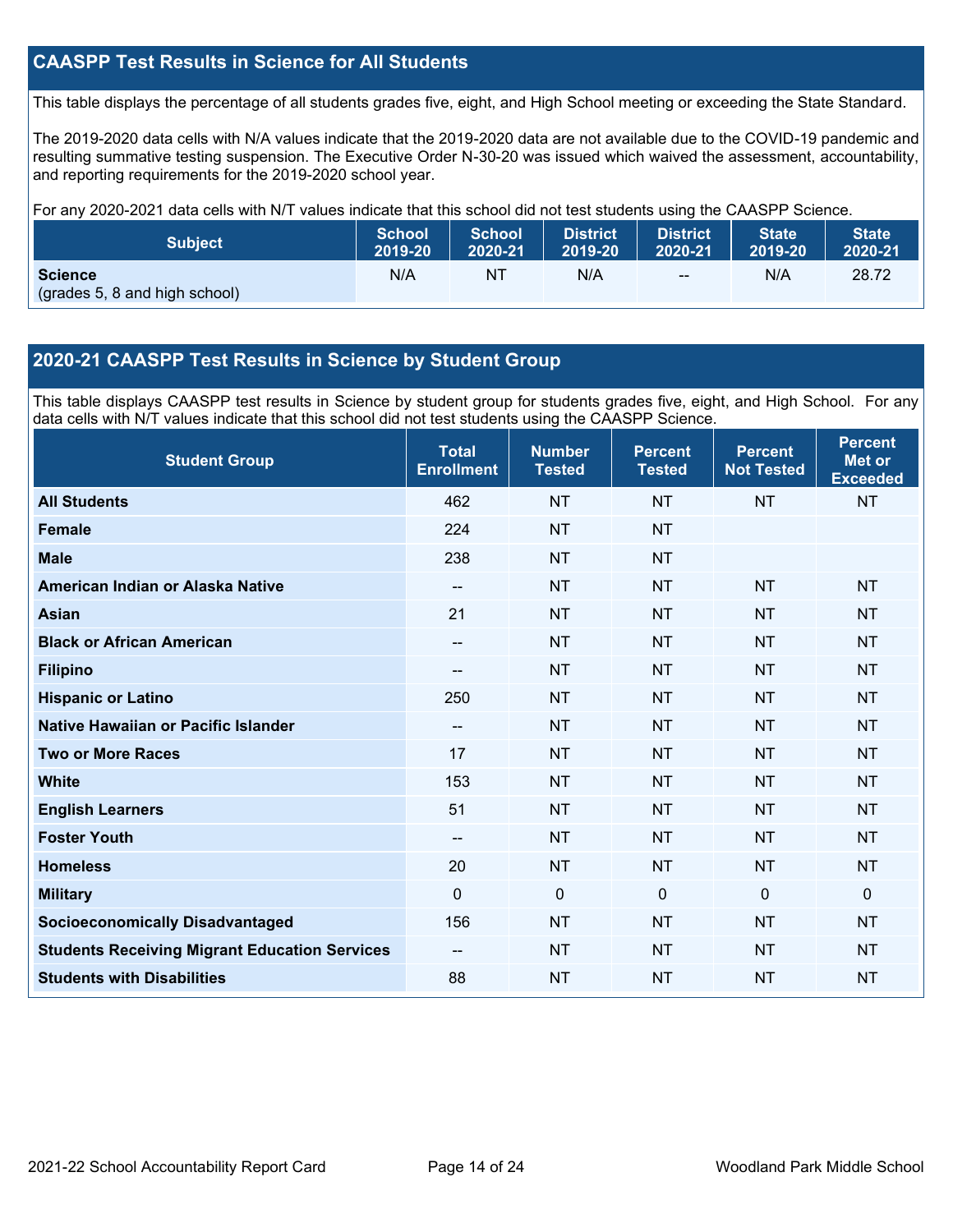## CAASPP Test Results in Science for All Students

This table displays the percentage of all students grades five, eight, and High School meeting or exceeding the State Standard.

The 2019-2020 data cells with N/A values indicate that the 2019-2020 data are not available due to the COVID-19 pandemic and resulting summative testing suspension. The Executive Order N-30-20 was issued which waived the assessment, accountability, and reporting requirements for the 2019-2020 school year.

For any 2020-2021 data cells with N/T values indicate that this school did not test students using the CAASPP Science.

| Subject | School 2019-20 | School 2020-21 | District 2019-20 | District 2020-21 | State 2019-20 | State 2020-21 |
|---|---|---|---|---|---|---|
| **Science** (grades 5, 8 and high school) | N/A | NT | N/A | -- | N/A | 28.72 |

## 2020-21 CAASPP Test Results in Science by Student Group

This table displays CAASPP test results in Science by student group for students grades five, eight, and High School. For any data cells with N/T values indicate that this school did not test students using the CAASPP Science.

| Student Group | Total Enrollment | Number Tested | Percent Tested | Percent Not Tested | Percent Met or Exceeded |
|---|---|---|---|---|---|
| **All Students** | 462 | NT | NT | NT | NT |
| **Female** | 224 | NT | NT | | |
| **Male** | 238 | NT | NT | | |
| **American Indian or Alaska Native** | -- | NT | NT | NT | NT |
| **Asian** | 21 | NT | NT | NT | NT |
| **Black or African American** | -- | NT | NT | NT | NT |
| **Filipino** | -- | NT | NT | NT | NT |
| **Hispanic or Latino** | 250 | NT | NT | NT | NT |
| **Native Hawaiian or Pacific Islander** | -- | NT | NT | NT | NT |
| **Two or More Races** | 17 | NT | NT | NT | NT |
| **White** | 153 | NT | NT | NT | NT |
| **English Learners** | 51 | NT | NT | NT | NT |
| **Foster Youth** | -- | NT | NT | NT | NT |
| **Homeless** | 20 | NT | NT | NT | NT |
| **Military** | 0 | 0 | 0 | 0 | 0 |
| **Socioeconomically Disadvantaged** | 156 | NT | NT | NT | NT |
| **Students Receiving Migrant Education Services** | -- | NT | NT | NT | NT |
| **Students with Disabilities** | 88 | NT | NT | NT | NT |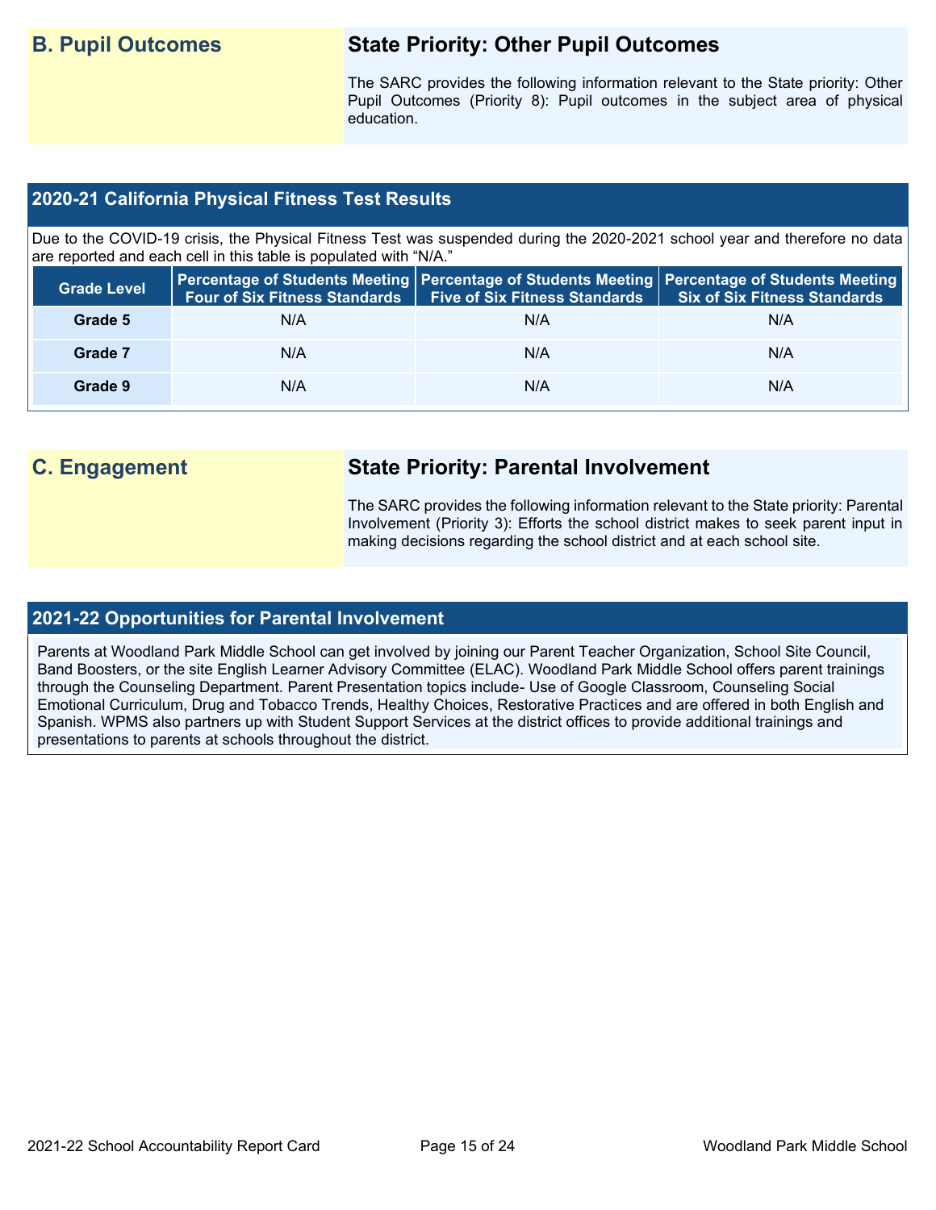## B. Pupil Outcomes

### State Priority: Other Pupil Outcomes

The SARC provides the following information relevant to the State priority: Other Pupil Outcomes (Priority 8): Pupil outcomes in the subject area of physical education.

### 2020-21 California Physical Fitness Test Results

Due to the COVID-19 crisis, the Physical Fitness Test was suspended during the 2020-2021 school year and therefore no data are reported and each cell in this table is populated with "N/A."

| Grade Level | Percentage of Students Meeting Four of Six Fitness Standards | Percentage of Students Meeting Five of Six Fitness Standards | Percentage of Students Meeting Six of Six Fitness Standards |
|---|---|---|---|
| Grade 5 | N/A | N/A | N/A |
| Grade 7 | N/A | N/A | N/A |
| Grade 9 | N/A | N/A | N/A |

## C. Engagement

### State Priority: Parental Involvement

The SARC provides the following information relevant to the State priority: Parental Involvement (Priority 3): Efforts the school district makes to seek parent input in making decisions regarding the school district and at each school site.

### 2021-22 Opportunities for Parental Involvement

Parents at Woodland Park Middle School can get involved by joining our Parent Teacher Organization, School Site Council, Band Boosters, or the site English Learner Advisory Committee (ELAC). Woodland Park Middle School offers parent trainings through the Counseling Department. Parent Presentation topics include- Use of Google Classroom, Counseling Social Emotional Curriculum, Drug and Tobacco Trends, Healthy Choices, Restorative Practices and are offered in both English and Spanish. WPMS also partners up with Student Support Services at the district offices to provide additional trainings and presentations to parents at schools throughout the district.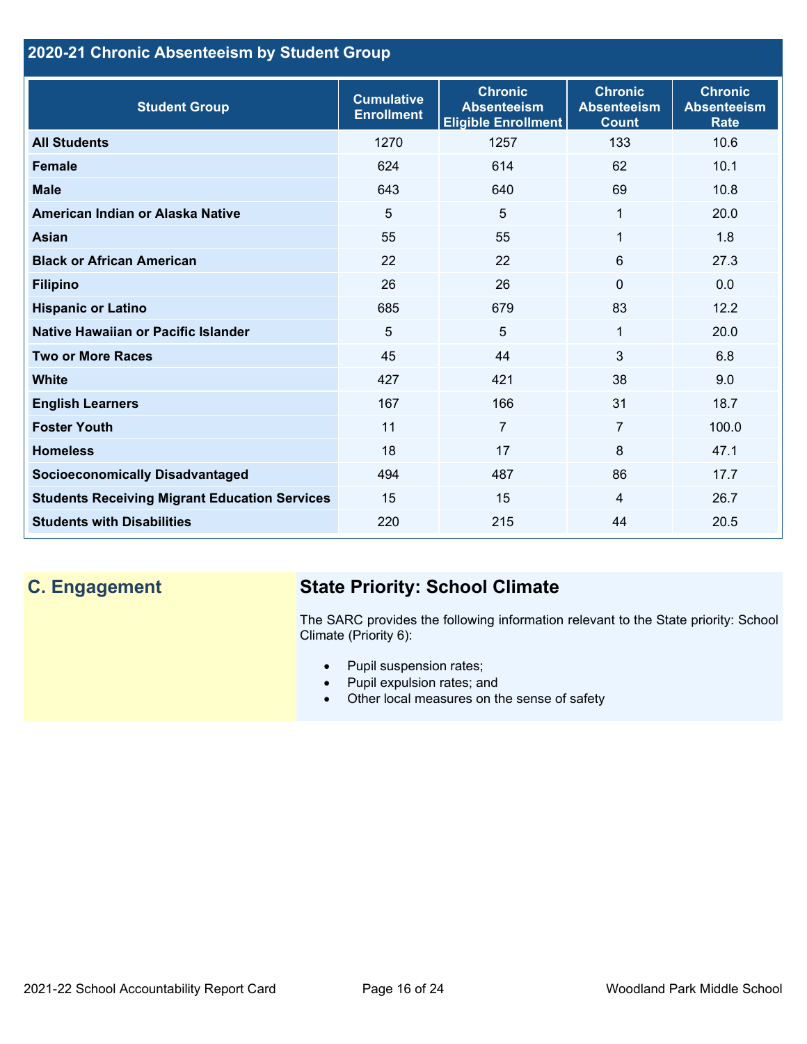## 2020-21 Chronic Absenteeism by Student Group

| Student Group | Cumulative Enrollment | Chronic Absenteeism Eligible Enrollment | Chronic Absenteeism Count | Chronic Absenteeism Rate |
|---|---|---|---|---|
| **All Students** | 1270 | 1257 | 133 | 10.6 |
| **Female** | 624 | 614 | 62 | 10.1 |
| **Male** | 643 | 640 | 69 | 10.8 |
| **American Indian or Alaska Native** | 5 | 5 | 1 | 20.0 |
| **Asian** | 55 | 55 | 1 | 1.8 |
| **Black or African American** | 22 | 22 | 6 | 27.3 |
| **Filipino** | 26 | 26 | 0 | 0.0 |
| **Hispanic or Latino** | 685 | 679 | 83 | 12.2 |
| **Native Hawaiian or Pacific Islander** | 5 | 5 | 1 | 20.0 |
| **Two or More Races** | 45 | 44 | 3 | 6.8 |
| **White** | 427 | 421 | 38 | 9.0 |
| **English Learners** | 167 | 166 | 31 | 18.7 |
| **Foster Youth** | 11 | 7 | 7 | 100.0 |
| **Homeless** | 18 | 17 | 8 | 47.1 |
| **Socioeconomically Disadvantaged** | 494 | 487 | 86 | 17.7 |
| **Students Receiving Migrant Education Services** | 15 | 15 | 4 | 26.7 |
| **Students with Disabilities** | 220 | 215 | 44 | 20.5 |

## C. Engagement

### State Priority: School Climate

The SARC provides the following information relevant to the State priority: School Climate (Priority 6):

- Pupil suspension rates;
- Pupil expulsion rates; and
- Other local measures on the sense of safety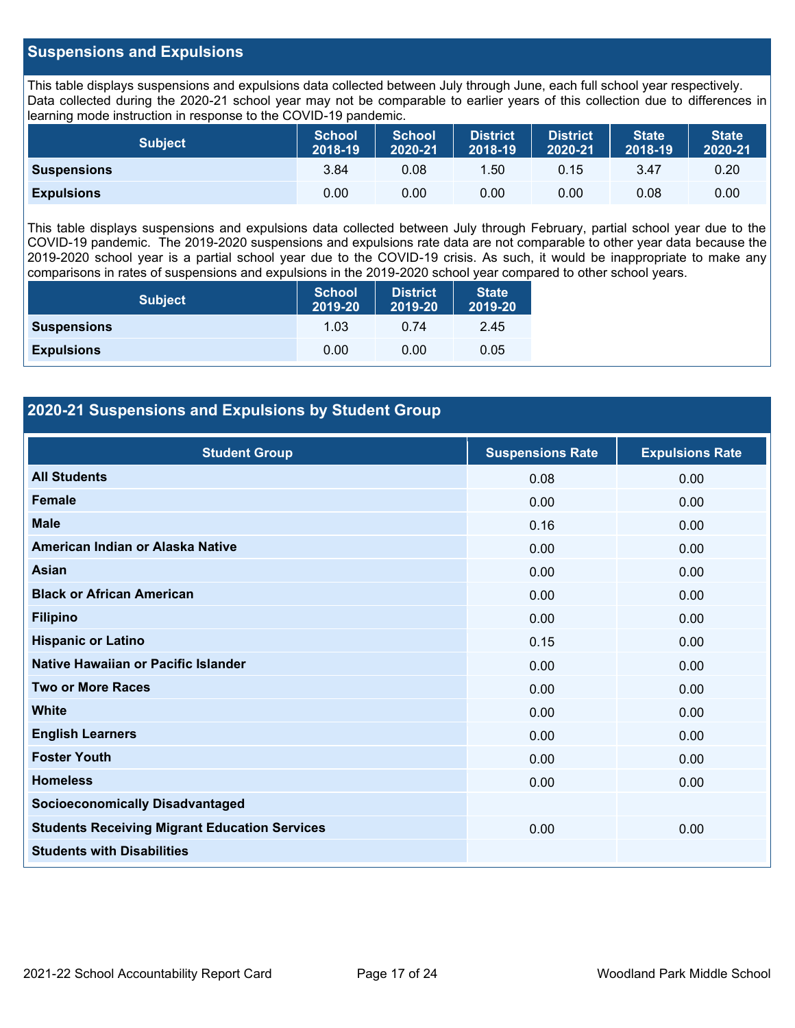## Suspensions and Expulsions

This table displays suspensions and expulsions data collected between July through June, each full school year respectively. Data collected during the 2020-21 school year may not be comparable to earlier years of this collection due to differences in learning mode instruction in response to the COVID-19 pandemic.

| Subject | School 2018-19 | School 2020-21 | District 2018-19 | District 2020-21 | State 2018-19 | State 2020-21 |
|---|---|---|---|---|---|---|
| **Suspensions** | 3.84 | 0.08 | 1.50 | 0.15 | 3.47 | 0.20 |
| **Expulsions** | 0.00 | 0.00 | 0.00 | 0.00 | 0.08 | 0.00 |

This table displays suspensions and expulsions data collected between July through February, partial school year due to the COVID-19 pandemic. The 2019-2020 suspensions and expulsions rate data are not comparable to other year data because the 2019-2020 school year is a partial school year due to the COVID-19 crisis. As such, it would be inappropriate to make any comparisons in rates of suspensions and expulsions in the 2019-2020 school year compared to other school years.

| Subject | School 2019-20 | District 2019-20 | State 2019-20 |
|---|---|---|---|
| **Suspensions** | 1.03 | 0.74 | 2.45 |
| **Expulsions** | 0.00 | 0.00 | 0.05 |

## 2020-21 Suspensions and Expulsions by Student Group

| Student Group | Suspensions Rate | Expulsions Rate |
|---|---|---|
| **All Students** | 0.08 | 0.00 |
| **Female** | 0.00 | 0.00 |
| **Male** | 0.16 | 0.00 |
| **American Indian or Alaska Native** | 0.00 | 0.00 |
| **Asian** | 0.00 | 0.00 |
| **Black or African American** | 0.00 | 0.00 |
| **Filipino** | 0.00 | 0.00 |
| **Hispanic or Latino** | 0.15 | 0.00 |
| **Native Hawaiian or Pacific Islander** | 0.00 | 0.00 |
| **Two or More Races** | 0.00 | 0.00 |
| **White** | 0.00 | 0.00 |
| **English Learners** | 0.00 | 0.00 |
| **Foster Youth** | 0.00 | 0.00 |
| **Homeless** | 0.00 | 0.00 |
| **Socioeconomically Disadvantaged** | | |
| **Students Receiving Migrant Education Services** | 0.00 | 0.00 |
| **Students with Disabilities** | | |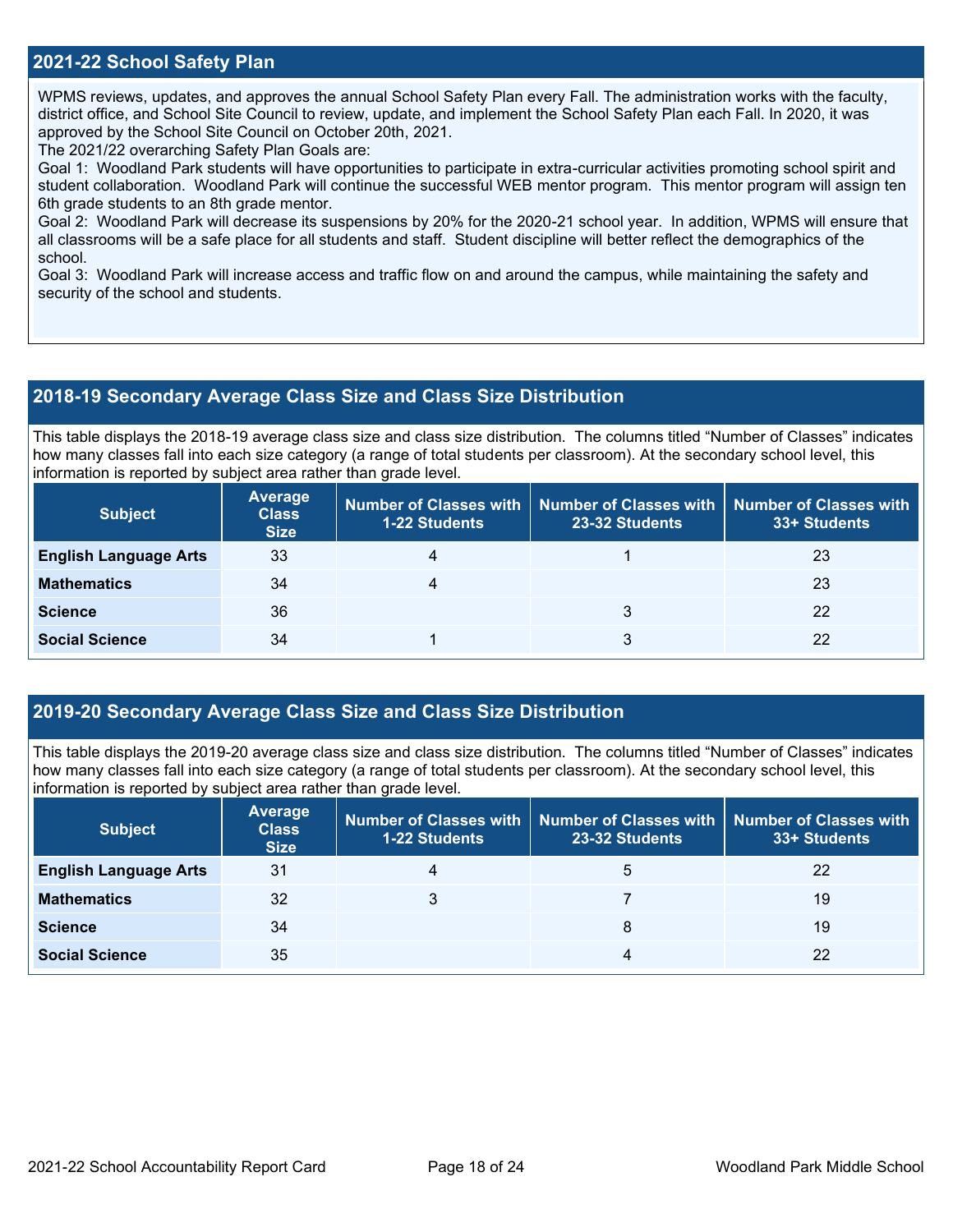## 2021-22 School Safety Plan

WPMS reviews, updates, and approves the annual School Safety Plan every Fall. The administration works with the faculty, district office, and School Site Council to review, update, and implement the School Safety Plan each Fall. In 2020, it was approved by the School Site Council on October 20th, 2021.

The 2021/22 overarching Safety Plan Goals are:

Goal 1: Woodland Park students will have opportunities to participate in extra-curricular activities promoting school spirit and student collaboration. Woodland Park will continue the successful WEB mentor program. This mentor program will assign ten 6th grade students to an 8th grade mentor.

Goal 2: Woodland Park will decrease its suspensions by 20% for the 2020-21 school year. In addition, WPMS will ensure that all classrooms will be a safe place for all students and staff. Student discipline will better reflect the demographics of the school.

Goal 3: Woodland Park will increase access and traffic flow on and around the campus, while maintaining the safety and security of the school and students.

## 2018-19 Secondary Average Class Size and Class Size Distribution

This table displays the 2018-19 average class size and class size distribution. The columns titled "Number of Classes" indicates how many classes fall into each size category (a range of total students per classroom). At the secondary school level, this information is reported by subject area rather than grade level.

| Subject | Average Class Size | Number of Classes with 1-22 Students | Number of Classes with 23-32 Students | Number of Classes with 33+ Students |
|---|---|---|---|---|
| English Language Arts | 33 | 4 | 1 | 23 |
| Mathematics | 34 | 4 | | 23 |
| Science | 36 | | 3 | 22 |
| Social Science | 34 | 1 | 3 | 22 |

## 2019-20 Secondary Average Class Size and Class Size Distribution

This table displays the 2019-20 average class size and class size distribution. The columns titled "Number of Classes" indicates how many classes fall into each size category (a range of total students per classroom). At the secondary school level, this information is reported by subject area rather than grade level.

| Subject | Average Class Size | Number of Classes with 1-22 Students | Number of Classes with 23-32 Students | Number of Classes with 33+ Students |
|---|---|---|---|---|
| English Language Arts | 31 | 4 | 5 | 22 |
| Mathematics | 32 | 3 | 7 | 19 |
| Science | 34 | | 8 | 19 |
| Social Science | 35 | | 4 | 22 |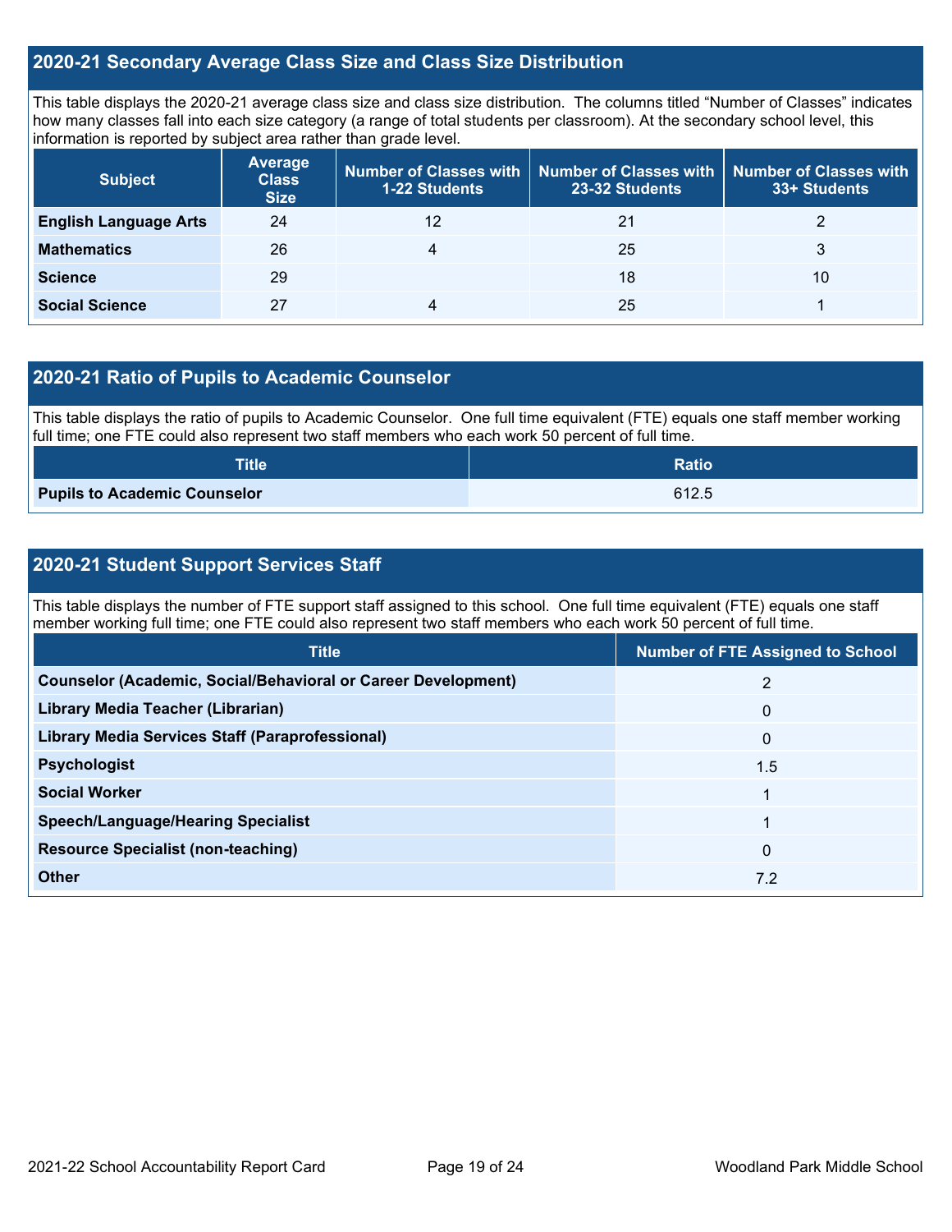## 2020-21 Secondary Average Class Size and Class Size Distribution

This table displays the 2020-21 average class size and class size distribution. The columns titled "Number of Classes" indicates how many classes fall into each size category (a range of total students per classroom). At the secondary school level, this information is reported by subject area rather than grade level.

| Subject | Average Class Size | Number of Classes with 1-22 Students | Number of Classes with 23-32 Students | Number of Classes with 33+ Students |
|---|---|---|---|---|
| **English Language Arts** | 24 | 12 | 21 | 2 |
| **Mathematics** | 26 | 4 | 25 | 3 |
| **Science** | 29 | | 18 | 10 |
| **Social Science** | 27 | 4 | 25 | 1 |

## 2020-21 Ratio of Pupils to Academic Counselor

This table displays the ratio of pupils to Academic Counselor. One full time equivalent (FTE) equals one staff member working full time; one FTE could also represent two staff members who each work 50 percent of full time.

| Title | Ratio |
|---|---|
| **Pupils to Academic Counselor** | 612.5 |

## 2020-21 Student Support Services Staff

This table displays the number of FTE support staff assigned to this school. One full time equivalent (FTE) equals one staff member working full time; one FTE could also represent two staff members who each work 50 percent of full time.

| Title | Number of FTE Assigned to School |
|---|---|
| **Counselor (Academic, Social/Behavioral or Career Development)** | 2 |
| **Library Media Teacher (Librarian)** | 0 |
| **Library Media Services Staff (Paraprofessional)** | 0 |
| **Psychologist** | 1.5 |
| **Social Worker** | 1 |
| **Speech/Language/Hearing Specialist** | 1 |
| **Resource Specialist (non-teaching)** | 0 |
| **Other** | 7.2 |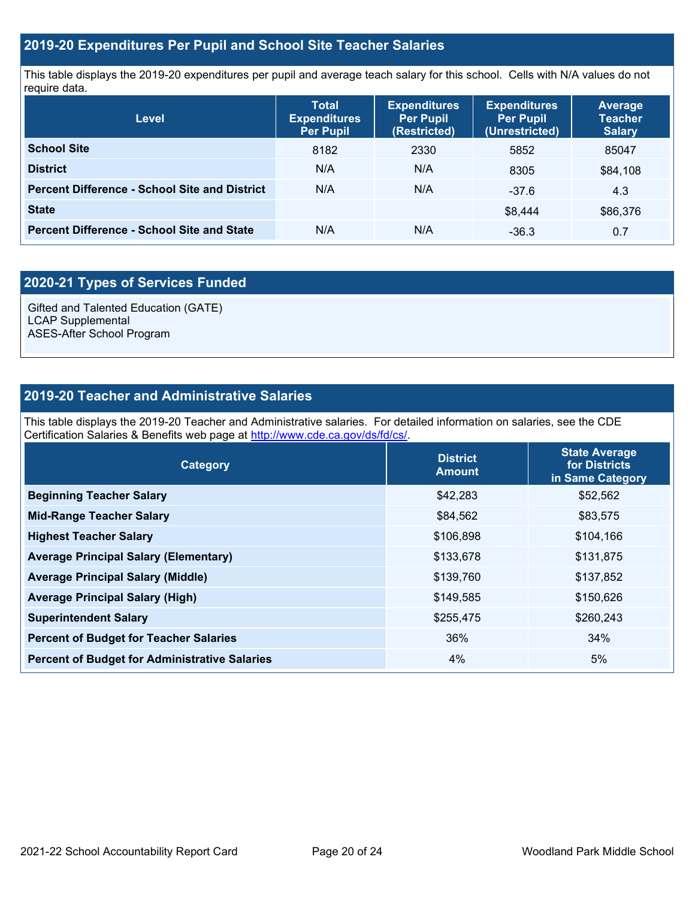## 2019-20 Expenditures Per Pupil and School Site Teacher Salaries

This table displays the 2019-20 expenditures per pupil and average teach salary for this school. Cells with N/A values do not require data.

| Level | Total Expenditures Per Pupil | Expenditures Per Pupil (Restricted) | Expenditures Per Pupil (Unrestricted) | Average Teacher Salary |
|---|---|---|---|---|
| **School Site** | 8182 | 2330 | 5852 | 85047 |
| **District** | N/A | N/A | 8305 | $84,108 |
| **Percent Difference - School Site and District** | N/A | N/A | -37.6 | 4.3 |
| **State** | | | $8,444 | $86,376 |
| **Percent Difference - School Site and State** | N/A | N/A | -36.3 | 0.7 |

## 2020-21 Types of Services Funded

Gifted and Talented Education (GATE)
LCAP Supplemental
ASES-After School Program

## 2019-20 Teacher and Administrative Salaries

This table displays the 2019-20 Teacher and Administrative salaries. For detailed information on salaries, see the CDE Certification Salaries & Benefits web page at http://www.cde.ca.gov/ds/fd/cs/.

| Category | District Amount | State Average for Districts in Same Category |
|---|---|---|
| **Beginning Teacher Salary** | $42,283 | $52,562 |
| **Mid-Range Teacher Salary** | $84,562 | $83,575 |
| **Highest Teacher Salary** | $106,898 | $104,166 |
| **Average Principal Salary (Elementary)** | $133,678 | $131,875 |
| **Average Principal Salary (Middle)** | $139,760 | $137,852 |
| **Average Principal Salary (High)** | $149,585 | $150,626 |
| **Superintendent Salary** | $255,475 | $260,243 |
| **Percent of Budget for Teacher Salaries** | 36% | 34% |
| **Percent of Budget for Administrative Salaries** | 4% | 5% |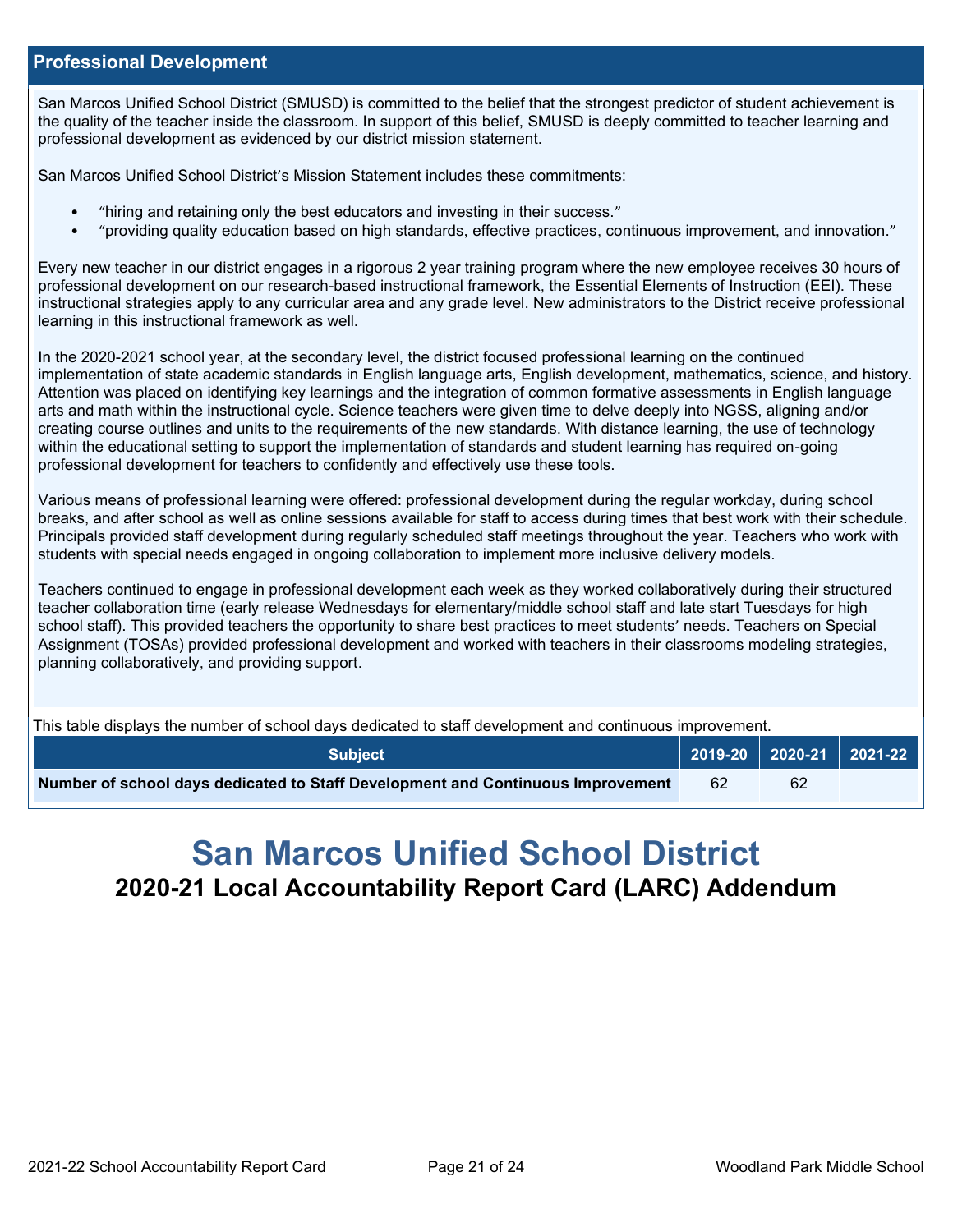## Professional Development

San Marcos Unified School District (SMUSD) is committed to the belief that the strongest predictor of student achievement is the quality of the teacher inside the classroom. In support of this belief, SMUSD is deeply committed to teacher learning and professional development as evidenced by our district mission statement.

San Marcos Unified School District's Mission Statement includes these commitments:

- "hiring and retaining only the best educators and investing in their success."
- "providing quality education based on high standards, effective practices, continuous improvement, and innovation."

Every new teacher in our district engages in a rigorous 2 year training program where the new employee receives 30 hours of professional development on our research-based instructional framework, the Essential Elements of Instruction (EEI). These instructional strategies apply to any curricular area and any grade level. New administrators to the District receive professional learning in this instructional framework as well.

In the 2020-2021 school year, at the secondary level, the district focused professional learning on the continued implementation of state academic standards in English language arts, English development, mathematics, science, and history. Attention was placed on identifying key learnings and the integration of common formative assessments in English language arts and math within the instructional cycle. Science teachers were given time to delve deeply into NGSS, aligning and/or creating course outlines and units to the requirements of the new standards. With distance learning, the use of technology within the educational setting to support the implementation of standards and student learning has required on-going professional development for teachers to confidently and effectively use these tools.

Various means of professional learning were offered: professional development during the regular workday, during school breaks, and after school as well as online sessions available for staff to access during times that best work with their schedule. Principals provided staff development during regularly scheduled staff meetings throughout the year. Teachers who work with students with special needs engaged in ongoing collaboration to implement more inclusive delivery models.

Teachers continued to engage in professional development each week as they worked collaboratively during their structured teacher collaboration time (early release Wednesdays for elementary/middle school staff and late start Tuesdays for high school staff). This provided teachers the opportunity to share best practices to meet students' needs. Teachers on Special Assignment (TOSAs) provided professional development and worked with teachers in their classrooms modeling strategies, planning collaboratively, and providing support.

This table displays the number of school days dedicated to staff development and continuous improvement.

| Subject | 2019-20 | 2020-21 | 2021-22 |
|---|---|---|---|
| **Number of school days dedicated to Staff Development and Continuous Improvement** | 62 | 62 | |

# San Marcos Unified School District

## 2020-21 Local Accountability Report Card (LARC) Addendum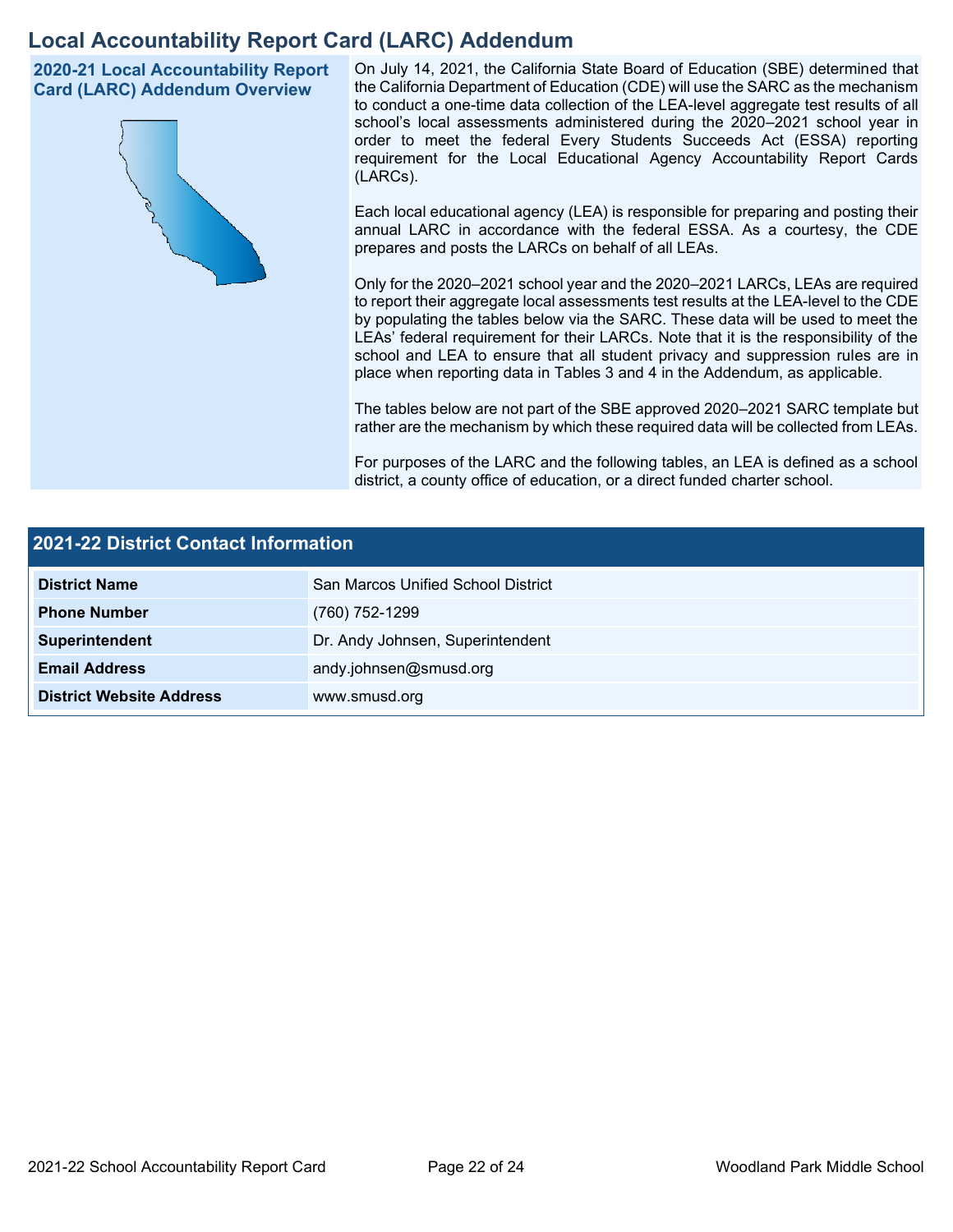# Local Accountability Report Card (LARC) Addendum

## 2020-21 Local Accountability Report Card (LARC) Addendum Overview

On July 14, 2021, the California State Board of Education (SBE) determined that the California Department of Education (CDE) will use the SARC as the mechanism to conduct a one-time data collection of the LEA-level aggregate test results of all school's local assessments administered during the 2020–2021 school year in order to meet the federal Every Students Succeeds Act (ESSA) reporting requirement for the Local Educational Agency Accountability Report Cards (LARCs).

Each local educational agency (LEA) is responsible for preparing and posting their annual LARC in accordance with the federal ESSA. As a courtesy, the CDE prepares and posts the LARCs on behalf of all LEAs.

Only for the 2020–2021 school year and the 2020–2021 LARCs, LEAs are required to report their aggregate local assessments test results at the LEA-level to the CDE by populating the tables below via the SARC. These data will be used to meet the LEAs' federal requirement for their LARCs. Note that it is the responsibility of the school and LEA to ensure that all student privacy and suppression rules are in place when reporting data in Tables 3 and 4 in the Addendum, as applicable.

The tables below are not part of the SBE approved 2020–2021 SARC template but rather are the mechanism by which these required data will be collected from LEAs.

For purposes of the LARC and the following tables, an LEA is defined as a school district, a county office of education, or a direct funded charter school.

## 2021-22 District Contact Information

| | |
|---|---|
| **District Name** | San Marcos Unified School District |
| **Phone Number** | (760) 752-1299 |
| **Superintendent** | Dr. Andy Johnsen, Superintendent |
| **Email Address** | andy.johnsen@smusd.org |
| **District Website Address** | www.smusd.org |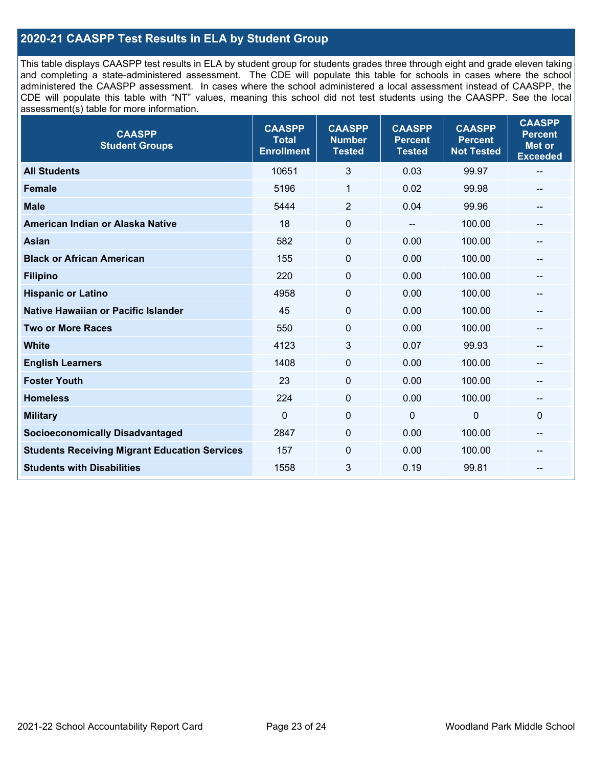## 2020-21 CAASPP Test Results in ELA by Student Group

This table displays CAASPP test results in ELA by student group for students grades three through eight and grade eleven taking and completing a state-administered assessment. The CDE will populate this table for schools in cases where the school administered the CAASPP assessment. In cases where the school administered a local assessment instead of CAASPP, the CDE will populate this table with "NT" values, meaning this school did not test students using the CAASPP. See the local assessment(s) table for more information.

| CAASPP Student Groups | CAASPP Total Enrollment | CAASPP Number Tested | CAASPP Percent Tested | CAASPP Percent Not Tested | CAASPP Percent Met or Exceeded |
|---|---|---|---|---|---|
| **All Students** | 10651 | 3 | 0.03 | 99.97 | -- |
| **Female** | 5196 | 1 | 0.02 | 99.98 | -- |
| **Male** | 5444 | 2 | 0.04 | 99.96 | -- |
| **American Indian or Alaska Native** | 18 | 0 | -- | 100.00 | -- |
| **Asian** | 582 | 0 | 0.00 | 100.00 | -- |
| **Black or African American** | 155 | 0 | 0.00 | 100.00 | -- |
| **Filipino** | 220 | 0 | 0.00 | 100.00 | -- |
| **Hispanic or Latino** | 4958 | 0 | 0.00 | 100.00 | -- |
| **Native Hawaiian or Pacific Islander** | 45 | 0 | 0.00 | 100.00 | -- |
| **Two or More Races** | 550 | 0 | 0.00 | 100.00 | -- |
| **White** | 4123 | 3 | 0.07 | 99.93 | -- |
| **English Learners** | 1408 | 0 | 0.00 | 100.00 | -- |
| **Foster Youth** | 23 | 0 | 0.00 | 100.00 | -- |
| **Homeless** | 224 | 0 | 0.00 | 100.00 | -- |
| **Military** | 0 | 0 | 0 | 0 | 0 |
| **Socioeconomically Disadvantaged** | 2847 | 0 | 0.00 | 100.00 | -- |
| **Students Receiving Migrant Education Services** | 157 | 0 | 0.00 | 100.00 | -- |
| **Students with Disabilities** | 1558 | 3 | 0.19 | 99.81 | -- |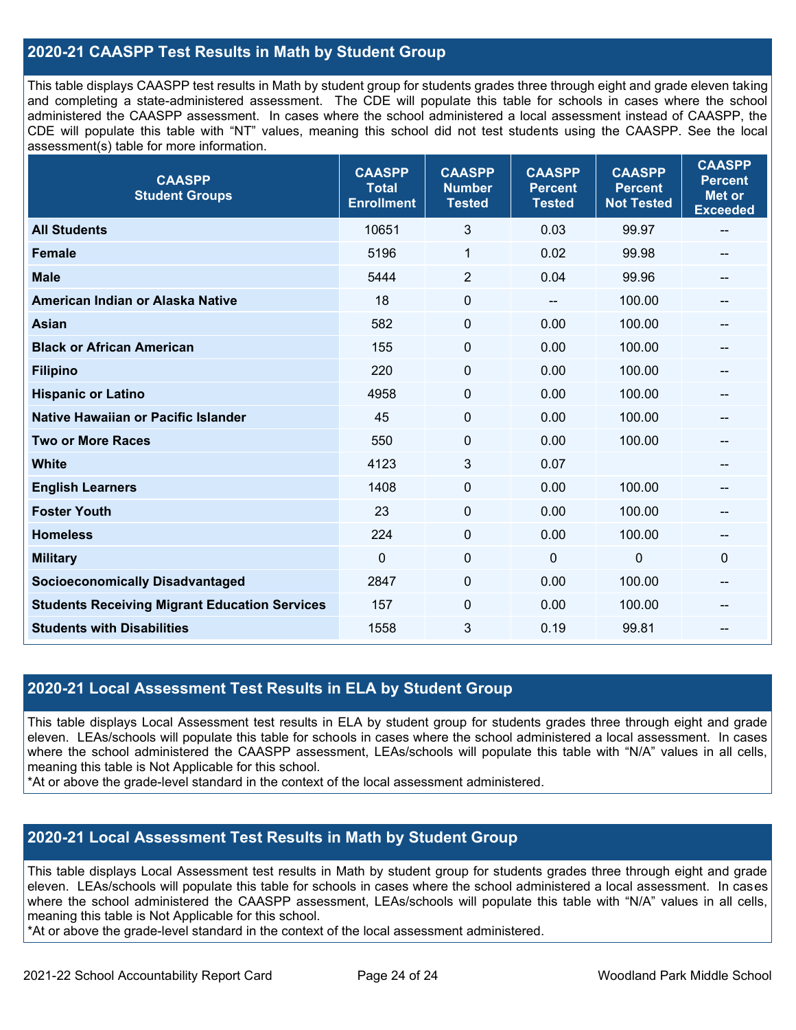## 2020-21 CAASPP Test Results in Math by Student Group

This table displays CAASPP test results in Math by student group for students grades three through eight and grade eleven taking and completing a state-administered assessment. The CDE will populate this table for schools in cases where the school administered the CAASPP assessment. In cases where the school administered a local assessment instead of CAASPP, the CDE will populate this table with "NT" values, meaning this school did not test students using the CAASPP. See the local assessment(s) table for more information.

| CAASPP Student Groups | CAASPP Total Enrollment | CAASPP Number Tested | CAASPP Percent Tested | CAASPP Percent Not Tested | CAASPP Percent Met or Exceeded |
|---|---|---|---|---|---|
| **All Students** | 10651 | 3 | 0.03 | 99.97 | -- |
| **Female** | 5196 | 1 | 0.02 | 99.98 | -- |
| **Male** | 5444 | 2 | 0.04 | 99.96 | -- |
| **American Indian or Alaska Native** | 18 | 0 | -- | 100.00 | -- |
| **Asian** | 582 | 0 | 0.00 | 100.00 | -- |
| **Black or African American** | 155 | 0 | 0.00 | 100.00 | -- |
| **Filipino** | 220 | 0 | 0.00 | 100.00 | -- |
| **Hispanic or Latino** | 4958 | 0 | 0.00 | 100.00 | -- |
| **Native Hawaiian or Pacific Islander** | 45 | 0 | 0.00 | 100.00 | -- |
| **Two or More Races** | 550 | 0 | 0.00 | 100.00 | -- |
| **White** | 4123 | 3 | 0.07 | | -- |
| **English Learners** | 1408 | 0 | 0.00 | 100.00 | -- |
| **Foster Youth** | 23 | 0 | 0.00 | 100.00 | -- |
| **Homeless** | 224 | 0 | 0.00 | 100.00 | -- |
| **Military** | 0 | 0 | 0 | 0 | 0 |
| **Socioeconomically Disadvantaged** | 2847 | 0 | 0.00 | 100.00 | -- |
| **Students Receiving Migrant Education Services** | 157 | 0 | 0.00 | 100.00 | -- |
| **Students with Disabilities** | 1558 | 3 | 0.19 | 99.81 | -- |

## 2020-21 Local Assessment Test Results in ELA by Student Group

This table displays Local Assessment test results in ELA by student group for students grades three through eight and grade eleven. LEAs/schools will populate this table for schools in cases where the school administered a local assessment. In cases where the school administered the CAASPP assessment, LEAs/schools will populate this table with "N/A" values in all cells, meaning this table is Not Applicable for this school.
*At or above the grade-level standard in the context of the local assessment administered.

## 2020-21 Local Assessment Test Results in Math by Student Group

This table displays Local Assessment test results in Math by student group for students grades three through eight and grade eleven. LEAs/schools will populate this table for schools in cases where the school administered a local assessment. In cases where the school administered the CAASPP assessment, LEAs/schools will populate this table with "N/A" values in all cells, meaning this table is Not Applicable for this school.
*At or above the grade-level standard in the context of the local assessment administered.